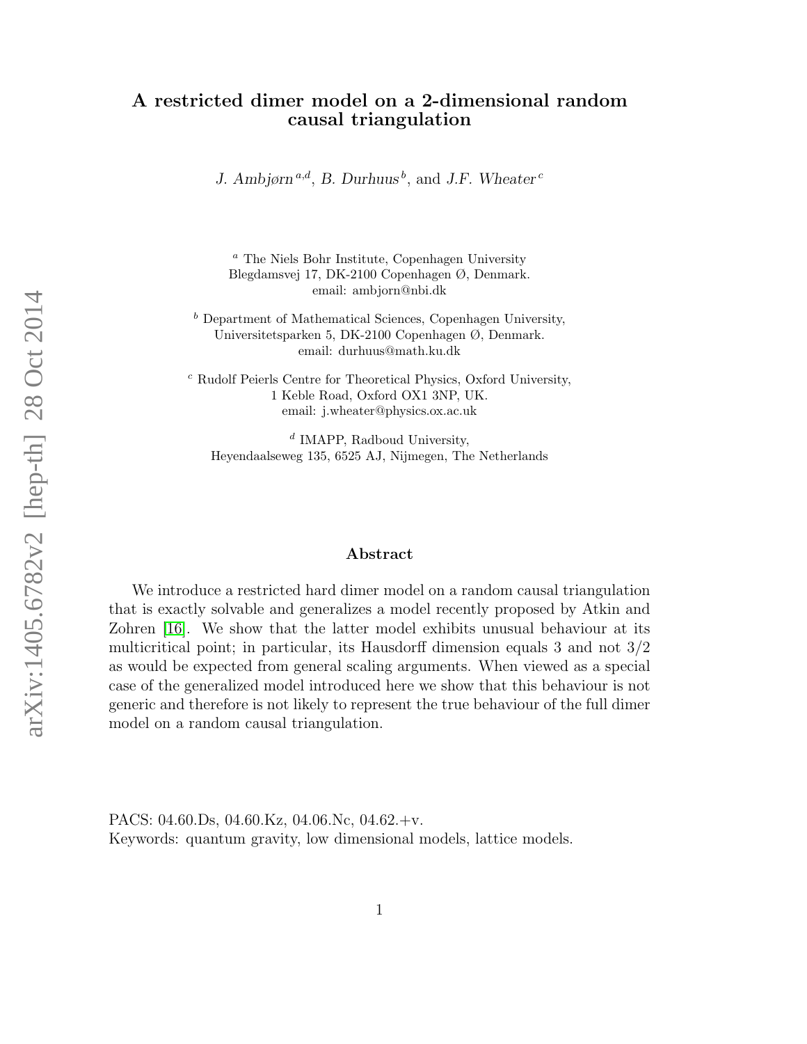# A restricted dimer model on a 2-dimensional random causal triangulation

J. Ambjørn [a,d], B. Durhuus [b], and J.F. Wheater [c]

[a] The Niels Bohr Institute, Copenhagen University
Blegdamsvej 17, DK-2100 Copenhagen Ø, Denmark.
email: ambjorn@nbi.dk

[b] Department of Mathematical Sciences, Copenhagen University,
Universitetsparken 5, DK-2100 Copenhagen Ø, Denmark.
email: durhuus@math.ku.dk

[c] Rudolf Peierls Centre for Theoretical Physics, Oxford University,
1 Keble Road, Oxford OX1 3NP, UK.
email: j.wheater@physics.ox.ac.uk

[d] IMAPP, Radboud University,
Heyendaalseweg 135, 6525 AJ, Nijmegen, The Netherlands

## Abstract

We introduce a restricted hard dimer model on a random causal triangulation that is exactly solvable and generalizes a model recently proposed by Atkin and Zohren [16]. We show that the latter model exhibits unusual behaviour at its multicritical point; in particular, its Hausdorff dimension equals 3 and not 3/2 as would be expected from general scaling arguments. When viewed as a special case of the generalized model introduced here we show that this behaviour is not generic and therefore is not likely to represent the true behaviour of the full dimer model on a random causal triangulation.

PACS: 04.60.Ds, 04.60.Kz, 04.06.Nc, 04.62.+v.
Keywords: quantum gravity, low dimensional models, lattice models.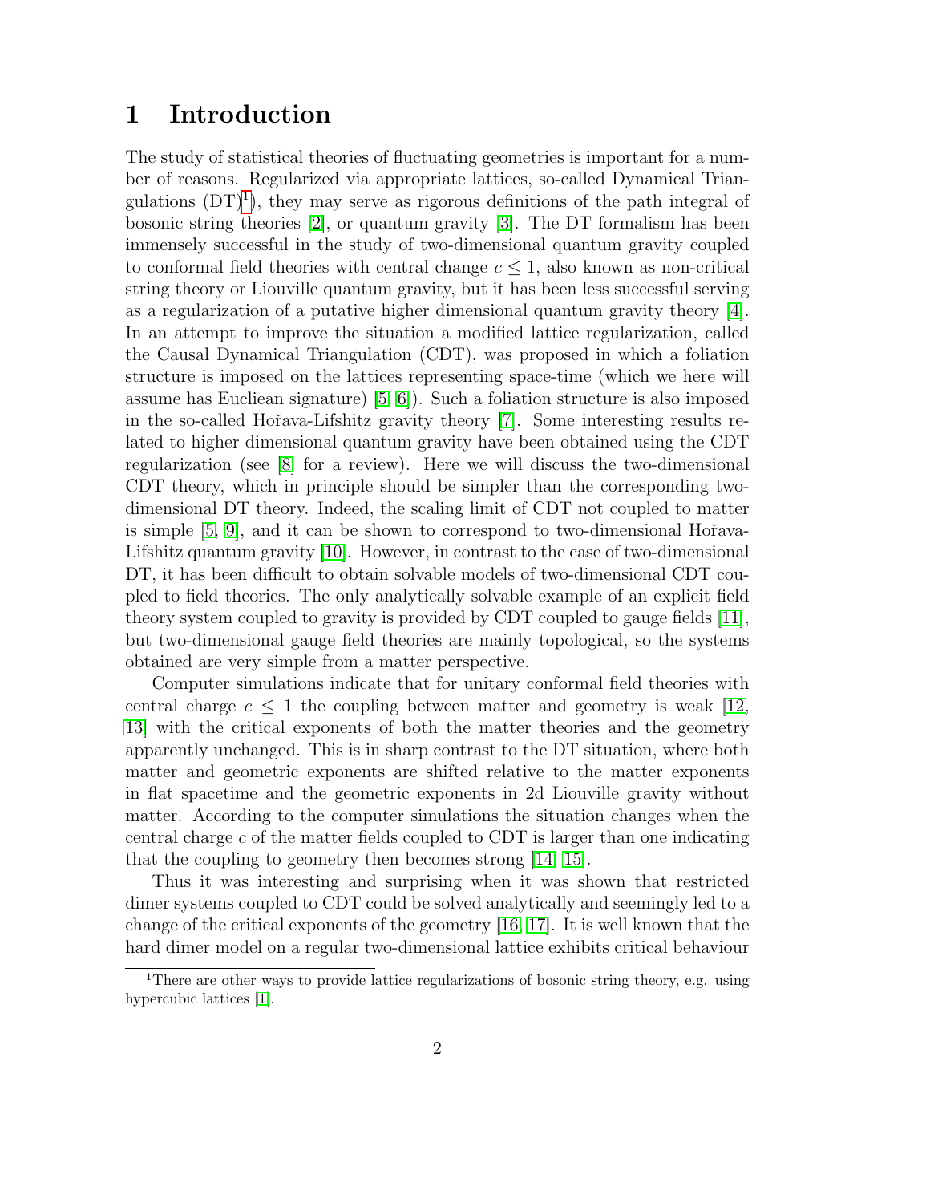# 1 Introduction

The study of statistical theories of fluctuating geometries is important for a number of reasons. Regularized via appropriate lattices, so-called Dynamical Triangulations (DT)[1]), they may serve as rigorous definitions of the path integral of bosonic string theories [2], or quantum gravity [3]. The DT formalism has been immensely successful in the study of two-dimensional quantum gravity coupled to conformal field theories with central change $c \leq 1$, also known as non-critical string theory or Liouville quantum gravity, but it has been less successful serving as a regularization of a putative higher dimensional quantum gravity theory [4]. In an attempt to improve the situation a modified lattice regularization, called the Causal Dynamical Triangulation (CDT), was proposed in which a foliation structure is imposed on the lattices representing space-time (which we here will assume has Euclidean signature) [5, 6]). Such a foliation structure is also imposed in the so-called Hořava-Lifshitz gravity theory [7]. Some interesting results related to higher dimensional quantum gravity have been obtained using the CDT regularization (see [8] for a review). Here we will discuss the two-dimensional CDT theory, which in principle should be simpler than the corresponding two-dimensional DT theory. Indeed, the scaling limit of CDT not coupled to matter is simple [5, 9], and it can be shown to correspond to two-dimensional Hořava-Lifshitz quantum gravity [10]. However, in contrast to the case of two-dimensional DT, it has been difficult to obtain solvable models of two-dimensional CDT coupled to field theories. The only analytically solvable example of an explicit field theory system coupled to gravity is provided by CDT coupled to gauge fields [11], but two-dimensional gauge field theories are mainly topological, so the systems obtained are very simple from a matter perspective.

Computer simulations indicate that for unitary conformal field theories with central charge $c \leq 1$ the coupling between matter and geometry is weak [12, 13] with the critical exponents of both the matter theories and the geometry apparently unchanged. This is in sharp contrast to the DT situation, where both matter and geometric exponents are shifted relative to the matter exponents in flat spacetime and the geometric exponents in 2d Liouville gravity without matter. According to the computer simulations the situation changes when the central charge $c$ of the matter fields coupled to CDT is larger than one indicating that the coupling to geometry then becomes strong [14, 15].

Thus it was interesting and surprising when it was shown that restricted dimer systems coupled to CDT could be solved analytically and seemingly led to a change of the critical exponents of the geometry [16, 17]. It is well known that the hard dimer model on a regular two-dimensional lattice exhibits critical behaviour

[1] There are other ways to provide lattice regularizations of bosonic string theory, e.g. using hypercubic lattices [1].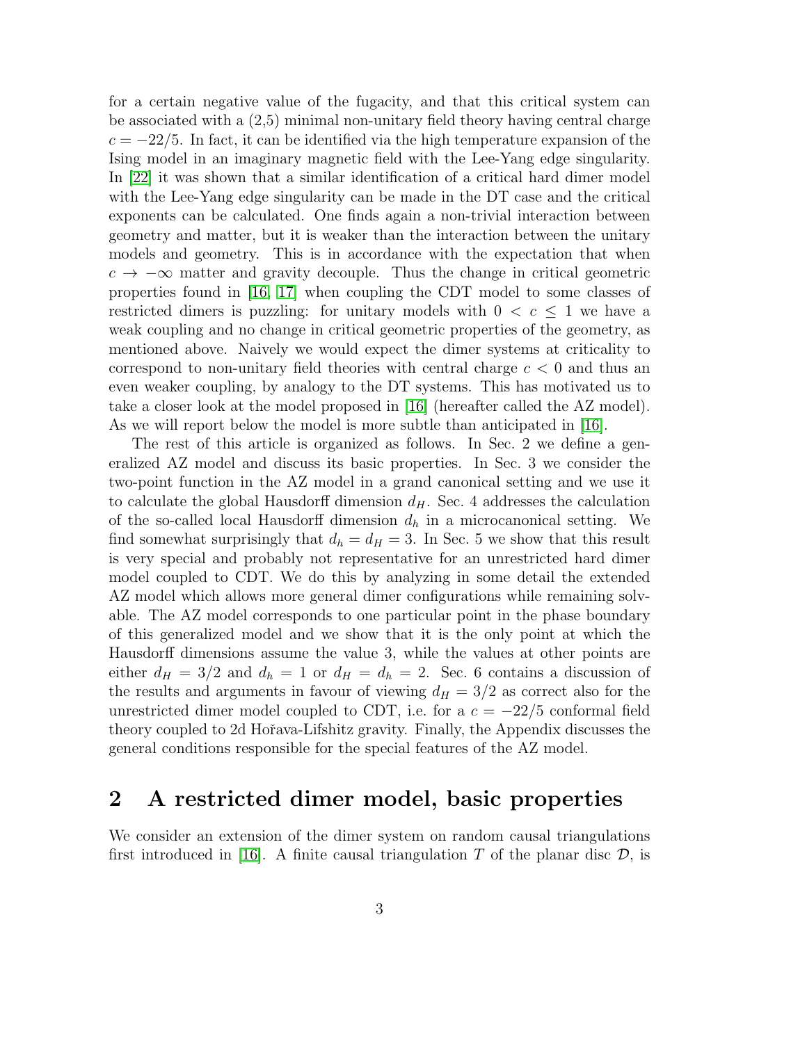for a certain negative value of the fugacity, and that this critical system can be associated with a (2,5) minimal non-unitary field theory having central charge $c = -22/5$. In fact, it can be identified via the high temperature expansion of the Ising model in an imaginary magnetic field with the Lee-Yang edge singularity. In [22] it was shown that a similar identification of a critical hard dimer model with the Lee-Yang edge singularity can be made in the DT case and the critical exponents can be calculated. One finds again a non-trivial interaction between geometry and matter, but it is weaker than the interaction between the unitary models and geometry. This is in accordance with the expectation that when $c \to -\infty$ matter and gravity decouple. Thus the change in critical geometric properties found in [16, 17] when coupling the CDT model to some classes of restricted dimers is puzzling: for unitary models with $0 < c \leq 1$ we have a weak coupling and no change in critical geometric properties of the geometry, as mentioned above. Naively we would expect the dimer systems at criticality to correspond to non-unitary field theories with central charge $c < 0$ and thus an even weaker coupling, by analogy to the DT systems. This has motivated us to take a closer look at the model proposed in [16] (hereafter called the AZ model). As we will report below the model is more subtle than anticipated in [16].

The rest of this article is organized as follows. In Sec. 2 we define a generalized AZ model and discuss its basic properties. In Sec. 3 we consider the two-point function in the AZ model in a grand canonical setting and we use it to calculate the global Hausdorff dimension $d_H$. Sec. 4 addresses the calculation of the so-called local Hausdorff dimension $d_h$ in a microcanonical setting. We find somewhat surprisingly that $d_h = d_H = 3$. In Sec. 5 we show that this result is very special and probably not representative for an unrestricted hard dimer model coupled to CDT. We do this by analyzing in some detail the extended AZ model which allows more general dimer configurations while remaining solvable. The AZ model corresponds to one particular point in the phase boundary of this generalized model and we show that it is the only point at which the Hausdorff dimensions assume the value 3, while the values at other points are either $d_H = 3/2$ and $d_h = 1$ or $d_H = d_h = 2$. Sec. 6 contains a discussion of the results and arguments in favour of viewing $d_H = 3/2$ as correct also for the unrestricted dimer model coupled to CDT, i.e. for a $c = -22/5$ conformal field theory coupled to 2d Hořava-Lifshitz gravity. Finally, the Appendix discusses the general conditions responsible for the special features of the AZ model.

## 2 A restricted dimer model, basic properties

We consider an extension of the dimer system on random causal triangulations first introduced in [16]. A finite causal triangulation $T$ of the planar disc $\mathcal{D}$, is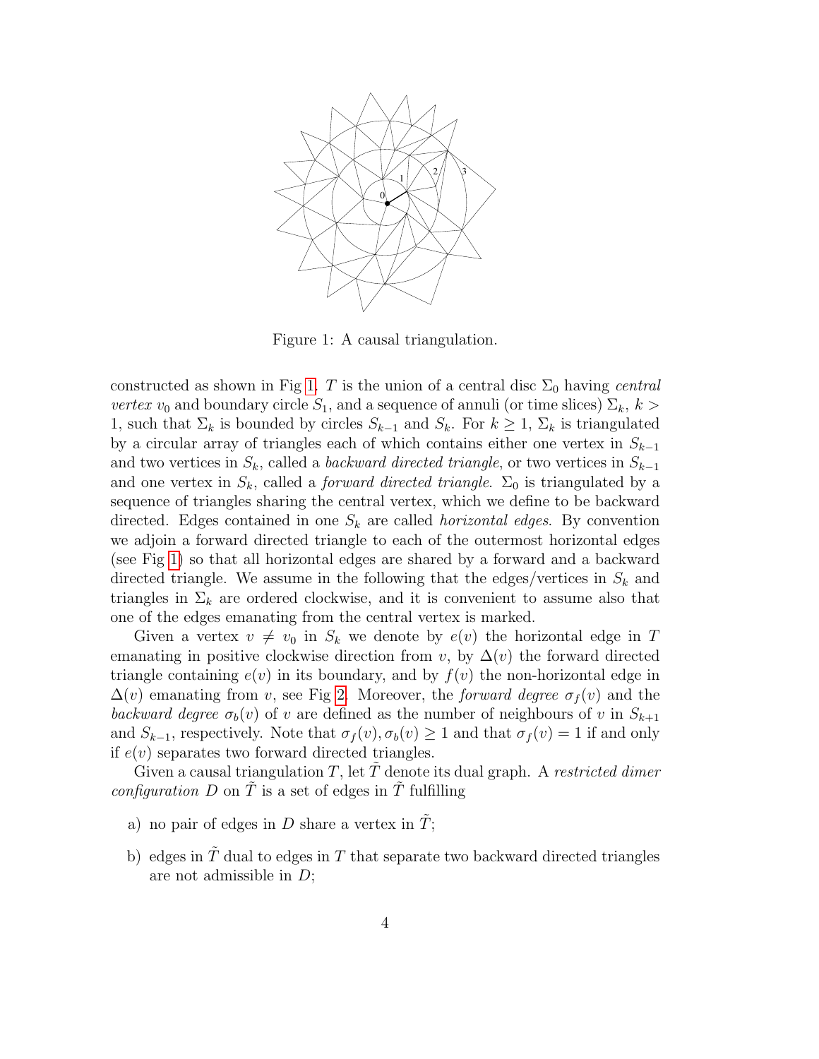Figure 1: A causal triangulation.

constructed as shown in Fig 1. $T$ is the union of a central disc $\Sigma_0$ having *central vertex* $v_0$ and boundary circle $S_1$, and a sequence of annuli (or time slices) $\Sigma_k$, $k > 1$, such that $\Sigma_k$ is bounded by circles $S_{k-1}$ and $S_k$. For $k \geq 1$, $\Sigma_k$ is triangulated by a circular array of triangles each of which contains either one vertex in $S_{k-1}$ and two vertices in $S_k$, called a *backward directed triangle*, or two vertices in $S_{k-1}$ and one vertex in $S_k$, called a *forward directed triangle*. $\Sigma_0$ is triangulated by a sequence of triangles sharing the central vertex, which we define to be backward directed. Edges contained in one $S_k$ are called *horizontal edges*. By convention we adjoin a forward directed triangle to each of the outermost horizontal edges (see Fig 1) so that all horizontal edges are shared by a forward and a backward directed triangle. We assume in the following that the edges/vertices in $S_k$ and triangles in $\Sigma_k$ are ordered clockwise, and it is convenient to assume also that one of the edges emanating from the central vertex is marked.

Given a vertex $v \neq v_0$ in $S_k$ we denote by $e(v)$ the horizontal edge in $T$ emanating in positive clockwise direction from $v$, by $\Delta(v)$ the forward directed triangle containing $e(v)$ in its boundary, and by $f(v)$ the non-horizontal edge in $\Delta(v)$ emanating from $v$, see Fig 2. Moreover, the *forward degree* $\sigma_f(v)$ and the *backward degree* $\sigma_b(v)$ of $v$ are defined as the number of neighbours of $v$ in $S_{k+1}$ and $S_{k-1}$, respectively. Note that $\sigma_f(v), \sigma_b(v) \geq 1$ and that $\sigma_f(v) = 1$ if and only if $e(v)$ separates two forward directed triangles.

Given a causal triangulation $T$, let $\tilde{T}$ denote its dual graph. A *restricted dimer configuration* $D$ on $\tilde{T}$ is a set of edges in $\tilde{T}$ fulfilling

a) no pair of edges in $D$ share a vertex in $\tilde{T}$;

b) edges in $\tilde{T}$ dual to edges in $T$ that separate two backward directed triangles are not admissible in $D$;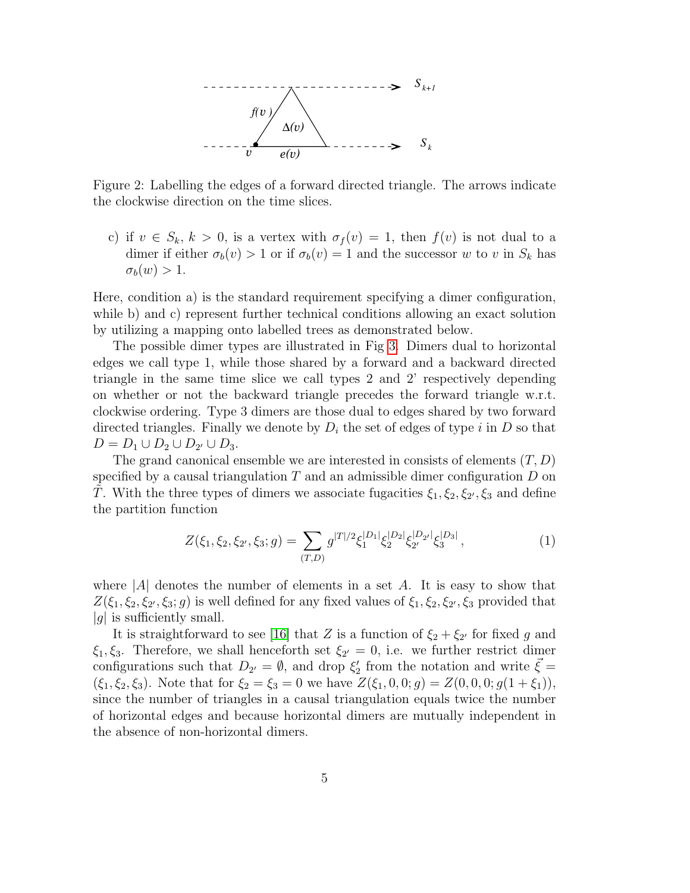Figure 2: Labelling the edges of a forward directed triangle. The arrows indicate the clockwise direction on the time slices.

c) if $v \in S_k$, $k > 0$, is a vertex with $\sigma_f(v) = 1$, then $f(v)$ is not dual to a dimer if either $\sigma_b(v) > 1$ or if $\sigma_b(v) = 1$ and the successor $w$ to $v$ in $S_k$ has $\sigma_b(w) > 1$.

Here, condition a) is the standard requirement specifying a dimer configuration, while b) and c) represent further technical conditions allowing an exact solution by utilizing a mapping onto labelled trees as demonstrated below.

The possible dimer types are illustrated in Fig 3. Dimers dual to horizontal edges we call type 1, while those shared by a forward and a backward directed triangle in the same time slice we call types 2 and 2' respectively depending on whether or not the backward triangle precedes the forward triangle w.r.t. clockwise ordering. Type 3 dimers are those dual to edges shared by two forward directed triangles. Finally we denote by $D_i$ the set of edges of type $i$ in $D$ so that $D = D_1 \cup D_2 \cup D_{2'} \cup D_3$.

The grand canonical ensemble we are interested in consists of elements $(T, D)$ specified by a causal triangulation $T$ and an admissible dimer configuration $D$ on $\tilde{T}$. With the three types of dimers we associate fugacities $\xi_1, \xi_2, \xi_{2'}, \xi_3$ and define the partition function

$$Z(\xi_1, \xi_2, \xi_{2'}, \xi_3; g) = \sum_{(T,D)} g^{|T|/2} \xi_1^{|D_1|} \xi_2^{|D_2|} \xi_{2'}^{|D_{2'}|} \xi_3^{|D_3|}, \tag{1}$$

where $|A|$ denotes the number of elements in a set $A$. It is easy to show that $Z(\xi_1, \xi_2, \xi_{2'}, \xi_3; g)$ is well defined for any fixed values of $\xi_1, \xi_2, \xi_{2'}, \xi_3$ provided that $|g|$ is sufficiently small.

It is straightforward to see [16] that $Z$ is a function of $\xi_2 + \xi_{2'}$ for fixed $g$ and $\xi_1, \xi_3$. Therefore, we shall henceforth set $\xi_{2'} = 0$, i.e. we further restrict dimer configurations such that $D_{2'} = \emptyset$, and drop $\xi_2'$ from the notation and write $\vec{\xi} = (\xi_1, \xi_2, \xi_3)$. Note that for $\xi_2 = \xi_3 = 0$ we have $Z(\xi_1, 0, 0; g) = Z(0, 0, 0; g(1 + \xi_1))$, since the number of triangles in a causal triangulation equals twice the number of horizontal edges and because horizontal dimers are mutually independent in the absence of non-horizontal dimers.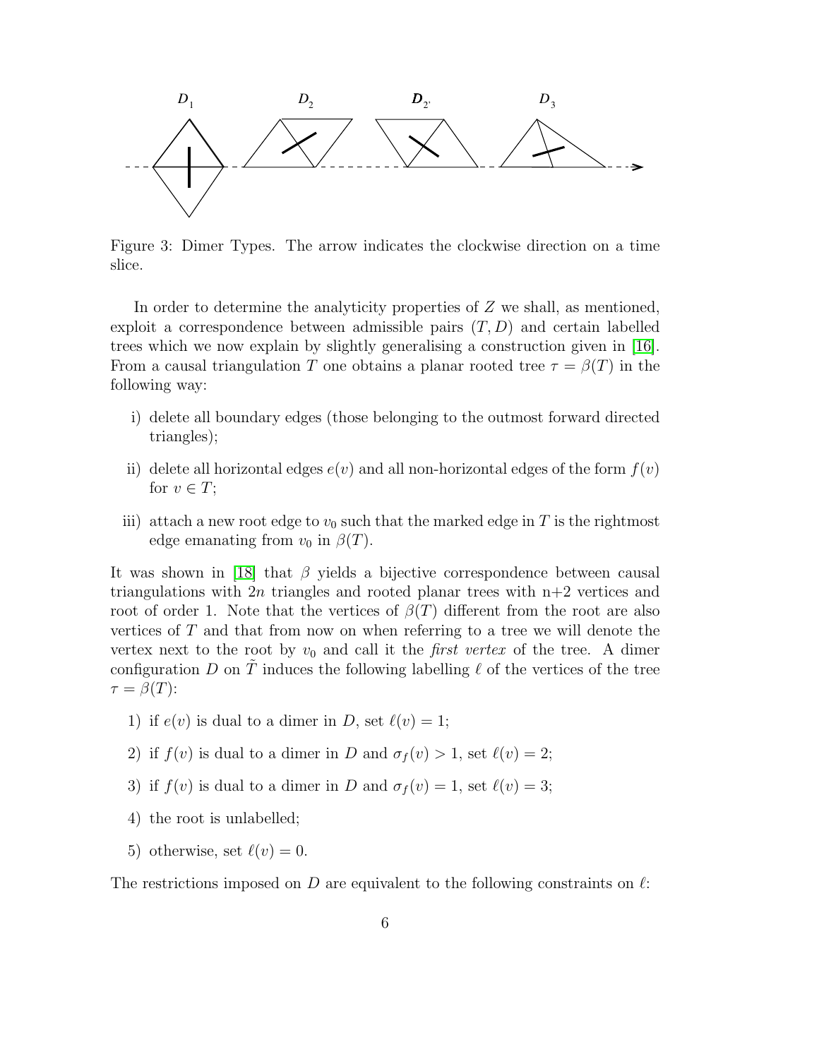Figure 3: Dimer Types. The arrow indicates the clockwise direction on a time slice.

In order to determine the analyticity properties of $Z$ we shall, as mentioned, exploit a correspondence between admissible pairs $(T, D)$ and certain labelled trees which we now explain by slightly generalising a construction given in [16]. From a causal triangulation $T$ one obtains a planar rooted tree $\tau = \beta(T)$ in the following way:

i) delete all boundary edges (those belonging to the outmost forward directed triangles);

ii) delete all horizontal edges $e(v)$ and all non-horizontal edges of the form $f(v)$ for $v \in T$;

iii) attach a new root edge to $v_0$ such that the marked edge in $T$ is the rightmost edge emanating from $v_0$ in $\beta(T)$.

It was shown in [18] that $\beta$ yields a bijective correspondence between causal triangulations with $2n$ triangles and rooted planar trees with n+2 vertices and root of order 1. Note that the vertices of $\beta(T)$ different from the root are also vertices of $T$ and that from now on when referring to a tree we will denote the vertex next to the root by $v_0$ and call it the *first vertex* of the tree. A dimer configuration $D$ on $\tilde{T}$ induces the following labelling $\ell$ of the vertices of the tree $\tau = \beta(T)$:

1) if $e(v)$ is dual to a dimer in $D$, set $\ell(v) = 1$;

2) if $f(v)$ is dual to a dimer in $D$ and $\sigma_f(v) > 1$, set $\ell(v) = 2$;

3) if $f(v)$ is dual to a dimer in $D$ and $\sigma_f(v) = 1$, set $\ell(v) = 3$;

4) the root is unlabelled;

5) otherwise, set $\ell(v) = 0$.

The restrictions imposed on $D$ are equivalent to the following constraints on $\ell$: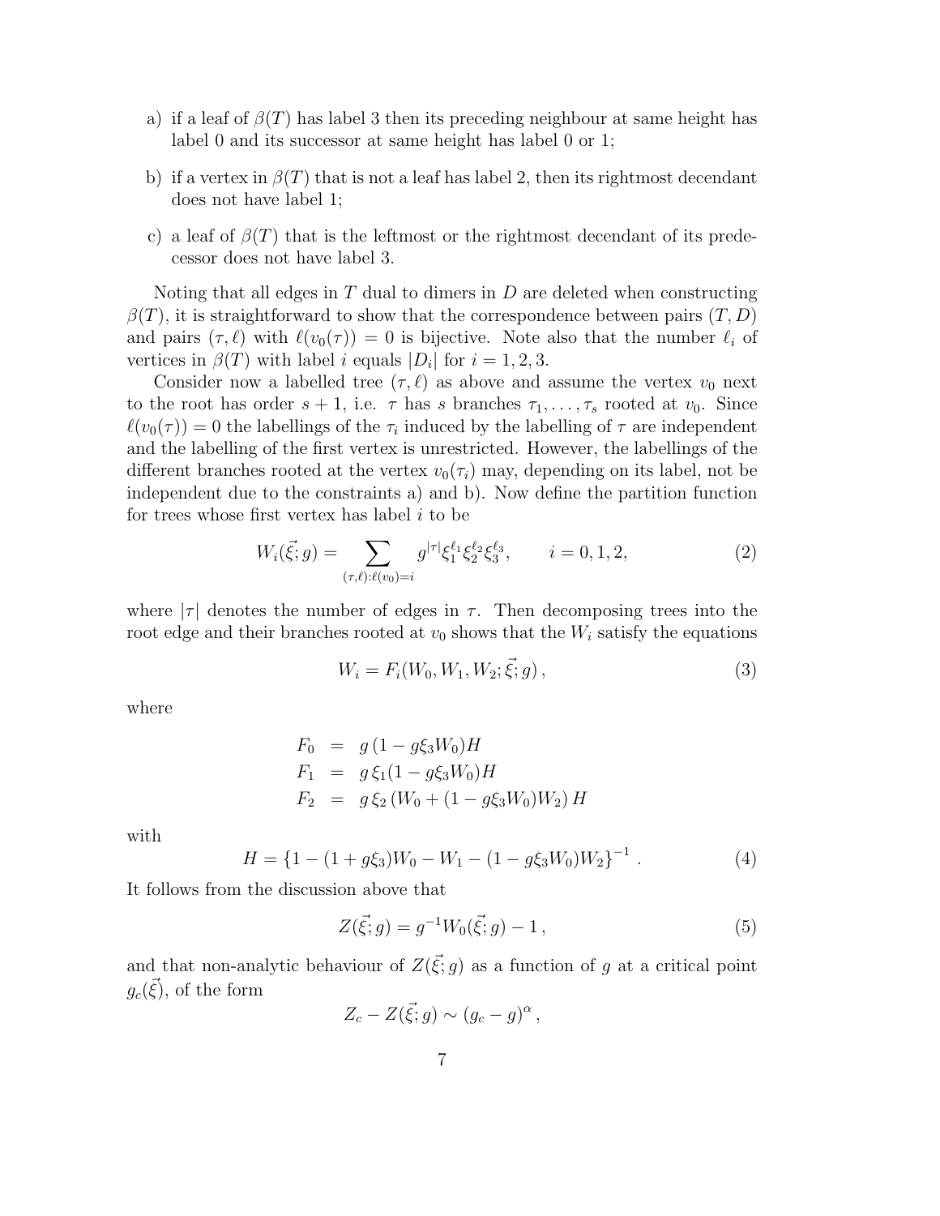a) if a leaf of $\beta(T)$ has label 3 then its preceding neighbour at same height has label 0 and its successor at same height has label 0 or 1;

b) if a vertex in $\beta(T)$ that is not a leaf has label 2, then its rightmost decendant does not have label 1;

c) a leaf of $\beta(T)$ that is the leftmost or the rightmost decendant of its predecessor does not have label 3.

Noting that all edges in $T$ dual to dimers in $D$ are deleted when constructing $\beta(T)$, it is straightforward to show that the correspondence between pairs $(T, D)$ and pairs $(\tau, \ell)$ with $\ell(v_0(\tau)) = 0$ is bijective. Note also that the number $\ell_i$ of vertices in $\beta(T)$ with label $i$ equals $|D_i|$ for $i = 1, 2, 3$.

Consider now a labelled tree $(\tau, \ell)$ as above and assume the vertex $v_0$ next to the root has order $s + 1$, i.e. $\tau$ has $s$ branches $\tau_1, \ldots, \tau_s$ rooted at $v_0$. Since $\ell(v_0(\tau)) = 0$ the labellings of the $\tau_i$ induced by the labelling of $\tau$ are independent and the labelling of the first vertex is unrestricted. However, the labellings of the different branches rooted at the vertex $v_0(\tau_i)$ may, depending on its label, not be independent due to the constraints a) and b). Now define the partition function for trees whose first vertex has label $i$ to be

$$W_i(\vec{\xi}; g) = \sum_{(\tau,\ell):\ell(v_0)=i} g^{|\tau|} \xi_1^{\ell_1} \xi_2^{\ell_2} \xi_3^{\ell_3}, \qquad i = 0, 1, 2, \tag{2}$$

where $|\tau|$ denotes the number of edges in $\tau$. Then decomposing trees into the root edge and their branches rooted at $v_0$ shows that the $W_i$ satisfy the equations

$$W_i = F_i(W_0, W_1, W_2; \vec{\xi}; g)\,, \tag{3}$$

where

$$\begin{aligned}
F_0 &= g\,(1 - g\xi_3 W_0)H \\
F_1 &= g\,\xi_1(1 - g\xi_3 W_0)H \\
F_2 &= g\,\xi_2\,(W_0 + (1 - g\xi_3 W_0)W_2)\,H
\end{aligned}$$

with

$$H = \{1 - (1 + g\xi_3)W_0 - W_1 - (1 - g\xi_3 W_0)W_2\}^{-1}\,. \tag{4}$$

It follows from the discussion above that

$$Z(\vec{\xi}; g) = g^{-1} W_0(\vec{\xi}; g) - 1\,, \tag{5}$$

and that non-analytic behaviour of $Z(\vec{\xi}; g)$ as a function of $g$ at a critical point $g_c(\vec{\xi})$, of the form

$$Z_c - Z(\vec{\xi}; g) \sim (g_c - g)^{\alpha}\,,$$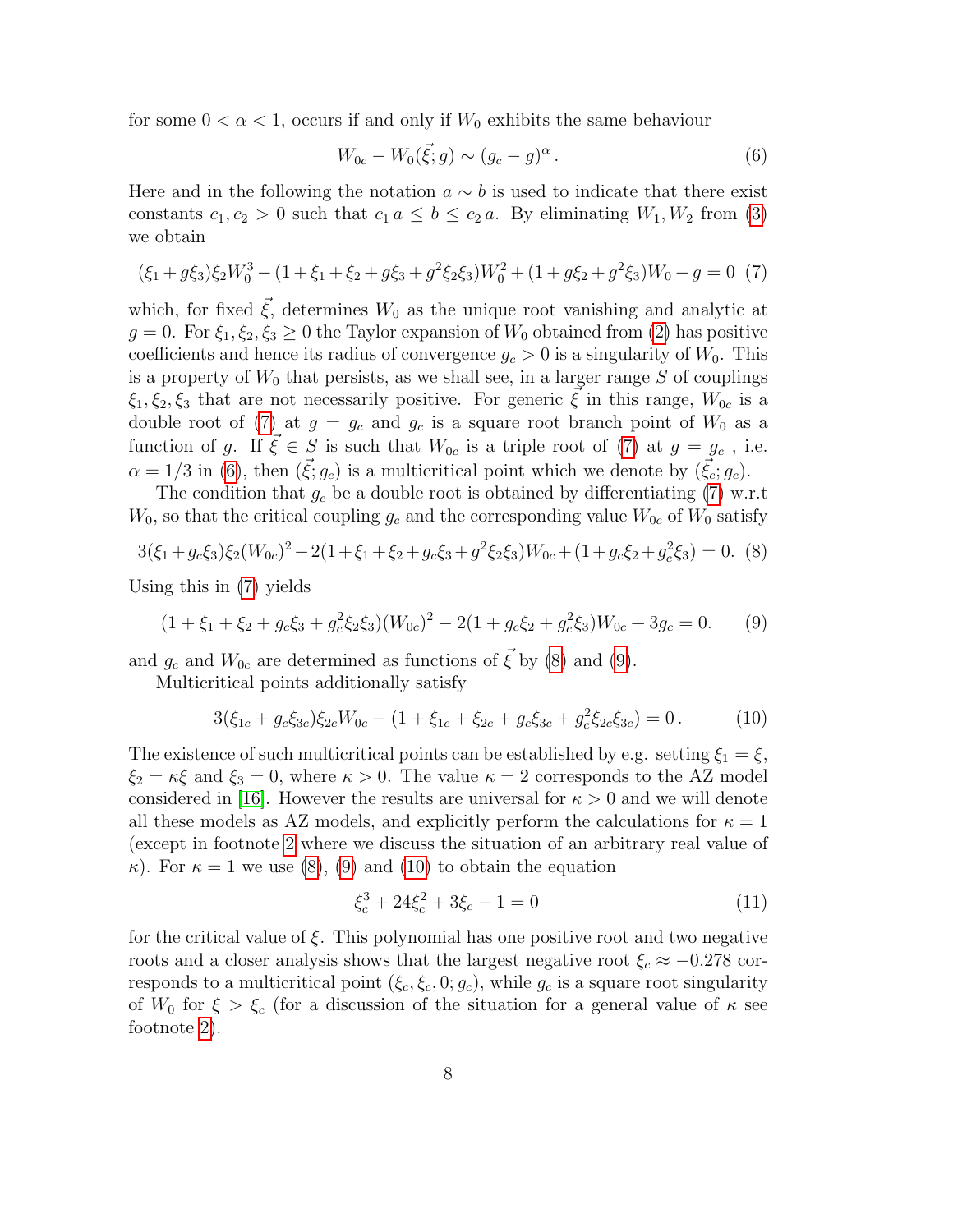for some $0 < \alpha < 1$, occurs if and only if $W_0$ exhibits the same behaviour

$$W_{0c} - W_0(\vec{\xi}; g) \sim (g_c - g)^{\alpha} . \tag{6}$$

Here and in the following the notation $a \sim b$ is used to indicate that there exist constants $c_1, c_2 > 0$ such that $c_1 a \leq b \leq c_2 a$. By eliminating $W_1, W_2$ from (3) we obtain

$$(\xi_1 + g\xi_3)\xi_2 W_0^3 - (1 + \xi_1 + \xi_2 + g\xi_3 + g^2\xi_2\xi_3)W_0^2 + (1 + g\xi_2 + g^2\xi_3)W_0 - g = 0 \tag{7}$$

which, for fixed $\vec{\xi}$, determines $W_0$ as the unique root vanishing and analytic at $g = 0$. For $\xi_1, \xi_2, \xi_3 \geq 0$ the Taylor expansion of $W_0$ obtained from (2) has positive coefficients and hence its radius of convergence $g_c > 0$ is a singularity of $W_0$. This is a property of $W_0$ that persists, as we shall see, in a larger range $S$ of couplings $\xi_1, \xi_2, \xi_3$ that are not necessarily positive. For generic $\vec{\xi}$ in this range, $W_{0c}$ is a double root of (7) at $g = g_c$ and $g_c$ is a square root branch point of $W_0$ as a function of $g$. If $\vec{\xi} \in S$ is such that $W_{0c}$ is a triple root of (7) at $g = g_c$ , i.e. $\alpha = 1/3$ in (6), then $(\vec{\xi}; g_c)$ is a multicritical point which we denote by $(\vec{\xi}_c; g_c)$.

The condition that $g_c$ be a double root is obtained by differentiating (7) w.r.t $W_0$, so that the critical coupling $g_c$ and the corresponding value $W_{0c}$ of $W_0$ satisfy

$$3(\xi_1 + g_c\xi_3)\xi_2(W_{0c})^2 - 2(1 + \xi_1 + \xi_2 + g_c\xi_3 + g^2\xi_2\xi_3)W_{0c} + (1 + g_c\xi_2 + g_c^2\xi_3) = 0. \tag{8}$$

Using this in (7) yields

$$(1 + \xi_1 + \xi_2 + g_c\xi_3 + g_c^2\xi_2\xi_3)(W_{0c})^2 - 2(1 + g_c\xi_2 + g_c^2\xi_3)W_{0c} + 3g_c = 0. \tag{9}$$

and $g_c$ and $W_{0c}$ are determined as functions of $\vec{\xi}$ by (8) and (9).

Multicritical points additionally satisfy

$$3(\xi_{1c} + g_c\xi_{3c})\xi_{2c}W_{0c} - (1 + \xi_{1c} + \xi_{2c} + g_c\xi_{3c} + g_c^2\xi_{2c}\xi_{3c}) = 0 . \tag{10}$$

The existence of such multicritical points can be established by e.g. setting $\xi_1 = \xi$, $\xi_2 = \kappa\xi$ and $\xi_3 = 0$, where $\kappa > 0$. The value $\kappa = 2$ corresponds to the AZ model considered in [16]. However the results are universal for $\kappa > 0$ and we will denote all these models as AZ models, and explicitly perform the calculations for $\kappa = 1$ (except in footnote 2 where we discuss the situation of an arbitrary real value of $\kappa$). For $\kappa = 1$ we use (8), (9) and (10) to obtain the equation

$$\xi_c^3 + 24\xi_c^2 + 3\xi_c - 1 = 0 \tag{11}$$

for the critical value of $\xi$. This polynomial has one positive root and two negative roots and a closer analysis shows that the largest negative root $\xi_c \approx -0.278$ corresponds to a multicritical point $(\xi_c, \xi_c, 0; g_c)$, while $g_c$ is a square root singularity of $W_0$ for $\xi > \xi_c$ (for a discussion of the situation for a general value of $\kappa$ see footnote 2).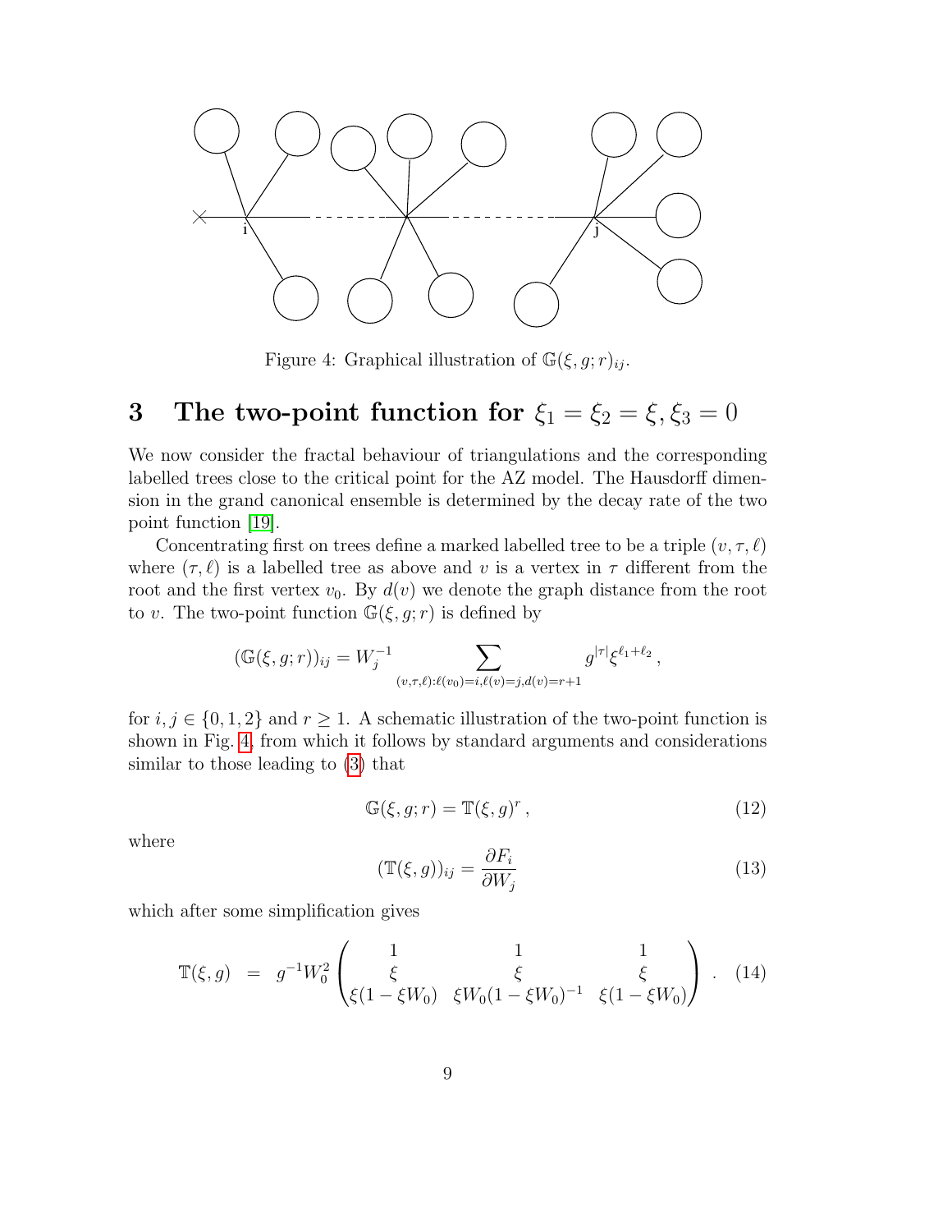Figure 4: Graphical illustration of $\mathbb{G}(\xi, g; r)_{ij}$.

# 3 The two-point function for $\xi_1 = \xi_2 = \xi, \xi_3 = 0$

We now consider the fractal behaviour of triangulations and the corresponding labelled trees close to the critical point for the AZ model. The Hausdorff dimension in the grand canonical ensemble is determined by the decay rate of the two point function [19].

Concentrating first on trees define a marked labelled tree to be a triple $(v, \tau, \ell)$ where $(\tau, \ell)$ is a labelled tree as above and $v$ is a vertex in $\tau$ different from the root and the first vertex $v_0$. By $d(v)$ we denote the graph distance from the root to $v$. The two-point function $\mathbb{G}(\xi, g; r)$ is defined by

$$(\mathbb{G}(\xi, g; r))_{ij} = W_j^{-1} \sum_{(v,\tau,\ell):\ell(v_0)=i,\ell(v)=j,d(v)=r+1} g^{|\tau|} \xi^{\ell_1+\ell_2},$$

for $i, j \in \{0, 1, 2\}$ and $r \geq 1$. A schematic illustration of the two-point function is shown in Fig. 4, from which it follows by standard arguments and considerations similar to those leading to (3) that

$$\mathbb{G}(\xi, g; r) = \mathbb{T}(\xi, g)^r, \tag{12}$$

where

$$(\mathbb{T}(\xi, g))_{ij} = \frac{\partial F_i}{\partial W_j} \tag{13}$$

which after some simplification gives

$$\mathbb{T}(\xi, g) = g^{-1} W_0^2 \begin{pmatrix} 1 & 1 & 1 \\ \xi & \xi & \xi \\ \xi(1 - \xi W_0) & \xi W_0 (1 - \xi W_0)^{-1} & \xi(1 - \xi W_0) \end{pmatrix}. \tag{14}$$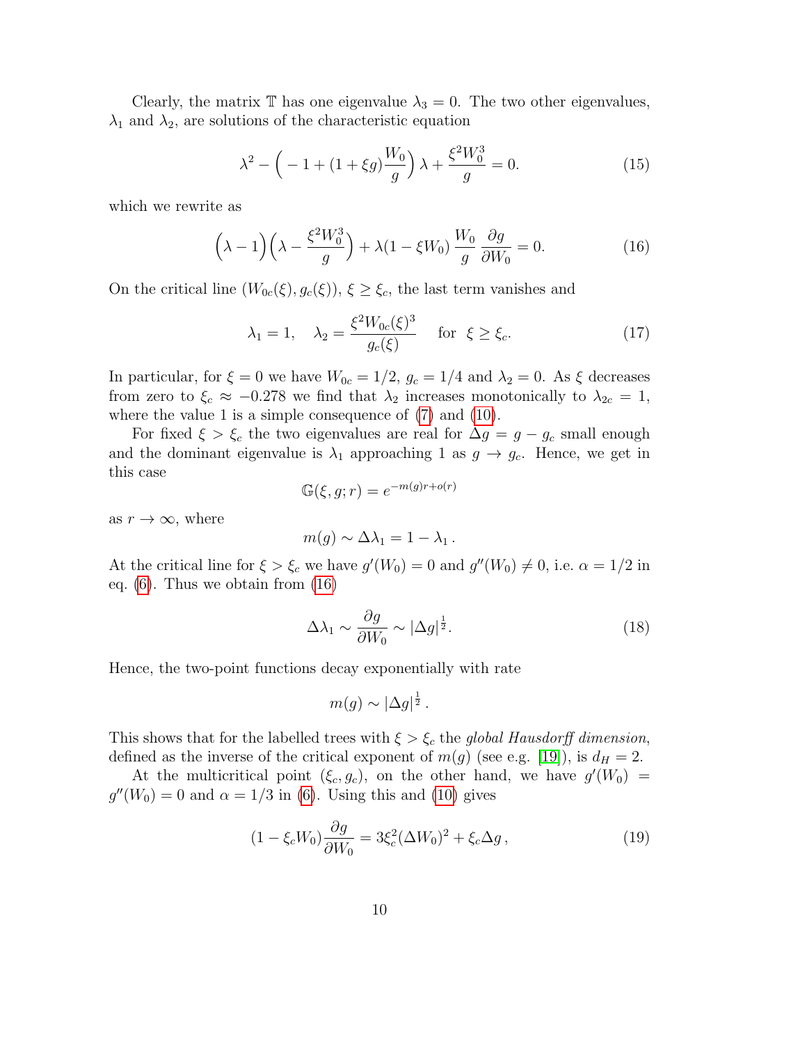Clearly, the matrix $\mathbb{T}$ has one eigenvalue $\lambda_3 = 0$. The two other eigenvalues, $\lambda_1$ and $\lambda_2$, are solutions of the characteristic equation

$$\lambda^2 - \Big( -1 + (1+\xi g)\frac{W_0}{g}\Big)\,\lambda + \frac{\xi^2 W_0^3}{g} = 0. \tag{15}$$

which we rewrite as

$$\Big(\lambda - 1\Big)\Big(\lambda - \frac{\xi^2 W_0^3}{g}\Big) + \lambda(1-\xi W_0)\,\frac{W_0}{g}\,\frac{\partial g}{\partial W_0} = 0. \tag{16}$$

On the critical line $(W_{0c}(\xi), g_c(\xi))$, $\xi \geq \xi_c$, the last term vanishes and

$$\lambda_1 = 1, \quad \lambda_2 = \frac{\xi^2 W_{0c}(\xi)^3}{g_c(\xi)} \quad \text{ for } \ \xi \geq \xi_c. \tag{17}$$

In particular, for $\xi = 0$ we have $W_{0c} = 1/2$, $g_c = 1/4$ and $\lambda_2 = 0$. As $\xi$ decreases from zero to $\xi_c \approx -0.278$ we find that $\lambda_2$ increases monotonically to $\lambda_{2c} = 1$, where the value 1 is a simple consequence of (7) and (10).

For fixed $\xi > \xi_c$ the two eigenvalues are real for $\Delta g = g - g_c$ small enough and the dominant eigenvalue is $\lambda_1$ approaching 1 as $g \to g_c$. Hence, we get in this case

$$\mathbb{G}(\xi, g; r) = e^{-m(g)r + o(r)}$$

as $r \to \infty$, where

$$m(g) \sim \Delta\lambda_1 = 1 - \lambda_1\,.$$

At the critical line for $\xi > \xi_c$ we have $g'(W_0) = 0$ and $g''(W_0) \neq 0$, i.e. $\alpha = 1/2$ in eq. (6). Thus we obtain from (16)

$$\Delta\lambda_1 \sim \frac{\partial g}{\partial W_0} \sim |\Delta g|^{\frac{1}{2}}. \tag{18}$$

Hence, the two-point functions decay exponentially with rate

$$m(g) \sim |\Delta g|^{\frac{1}{2}}\,.$$

This shows that for the labelled trees with $\xi > \xi_c$ the *global Hausdorff dimension*, defined as the inverse of the critical exponent of $m(g)$ (see e.g. [19]), is $d_H = 2$.

At the multicritical point $(\xi_c, g_c)$, on the other hand, we have $g'(W_0) = g''(W_0) = 0$ and $\alpha = 1/3$ in (6). Using this and (10) gives

$$(1 - \xi_c W_0)\frac{\partial g}{\partial W_0} = 3\xi_c^2(\Delta W_0)^2 + \xi_c \Delta g\,, \tag{19}$$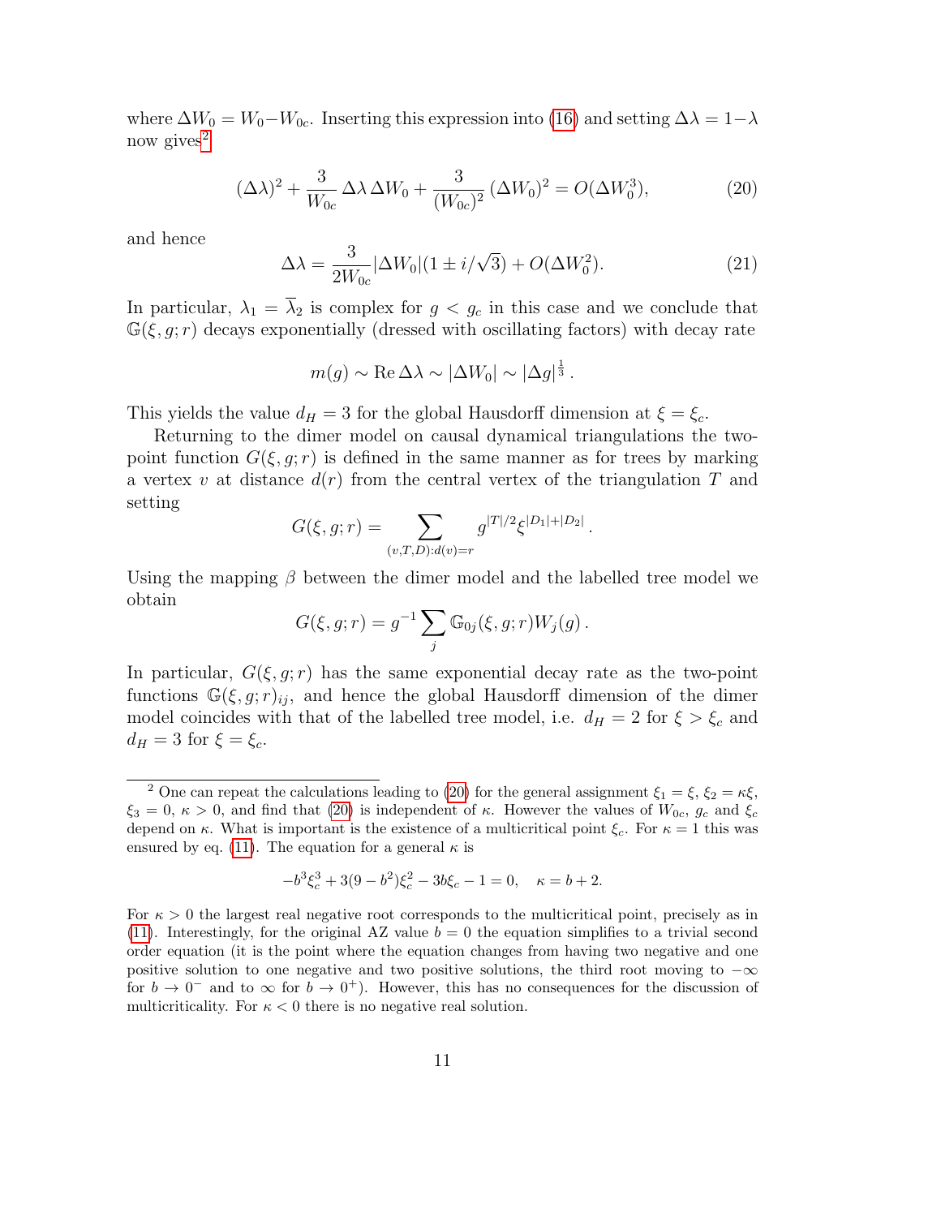where $\Delta W_0 = W_0 - W_{0c}$. Inserting this expression into (16) and setting $\Delta\lambda = 1-\lambda$ now gives[2]

$$(\Delta\lambda)^2 + \frac{3}{W_{0c}}\,\Delta\lambda\,\Delta W_0 + \frac{3}{(W_{0c})^2}\,(\Delta W_0)^2 = O(\Delta W_0^3), \tag{20}$$

and hence

$$\Delta\lambda = \frac{3}{2W_{0c}}|\Delta W_0|(1 \pm i/\sqrt{3}) + O(\Delta W_0^2). \tag{21}$$

In particular, $\lambda_1 = \overline{\lambda}_2$ is complex for $g < g_c$ in this case and we conclude that $\mathbb{G}(\xi, g; r)$ decays exponentially (dressed with oscillating factors) with decay rate

$$m(g) \sim \mathrm{Re}\,\Delta\lambda \sim |\Delta W_0| \sim |\Delta g|^{\frac{1}{3}}\,.$$

This yields the value $d_H = 3$ for the global Hausdorff dimension at $\xi = \xi_c$.

Returning to the dimer model on causal dynamical triangulations the two-point function $G(\xi, g; r)$ is defined in the same manner as for trees by marking a vertex $v$ at distance $d(r)$ from the central vertex of the triangulation $T$ and setting

$$G(\xi, g; r) = \sum_{(v,T,D):d(v)=r} g^{|T|/2}\xi^{|D_1|+|D_2|}\,.$$

Using the mapping $\beta$ between the dimer model and the labelled tree model we obtain

$$G(\xi, g; r) = g^{-1}\sum_j \mathbb{G}_{0j}(\xi, g; r)W_j(g)\,.$$

In particular, $G(\xi, g; r)$ has the same exponential decay rate as the two-point functions $\mathbb{G}(\xi, g; r)_{ij}$, and hence the global Hausdorff dimension of the dimer model coincides with that of the labelled tree model, i.e. $d_H = 2$ for $\xi > \xi_c$ and $d_H = 3$ for $\xi = \xi_c$.

---

[2] One can repeat the calculations leading to (20) for the general assignment $\xi_1 = \xi$, $\xi_2 = \kappa\xi$, $\xi_3 = 0$, $\kappa > 0$, and find that (20) is independent of $\kappa$. However the values of $W_{0c}$, $g_c$ and $\xi_c$ depend on $\kappa$. What is important is the existence of a multicritical point $\xi_c$. For $\kappa = 1$ this was ensured by eq. (11). The equation for a general $\kappa$ is

$$-b^3\xi_c^3 + 3(9-b^2)\xi_c^2 - 3b\xi_c - 1 = 0, \quad \kappa = b+2.$$

For $\kappa > 0$ the largest real negative root corresponds to the multicritical point, precisely as in (11). Interestingly, for the original AZ value $b = 0$ the equation simplifies to a trivial second order equation (it is the point where the equation changes from having two negative and one positive solution to one negative and two positive solutions, the third root moving to $-\infty$ for $b \to 0^-$ and to $\infty$ for $b \to 0^+$). However, this has no consequences for the discussion of multicriticality. For $\kappa < 0$ there is no negative real solution.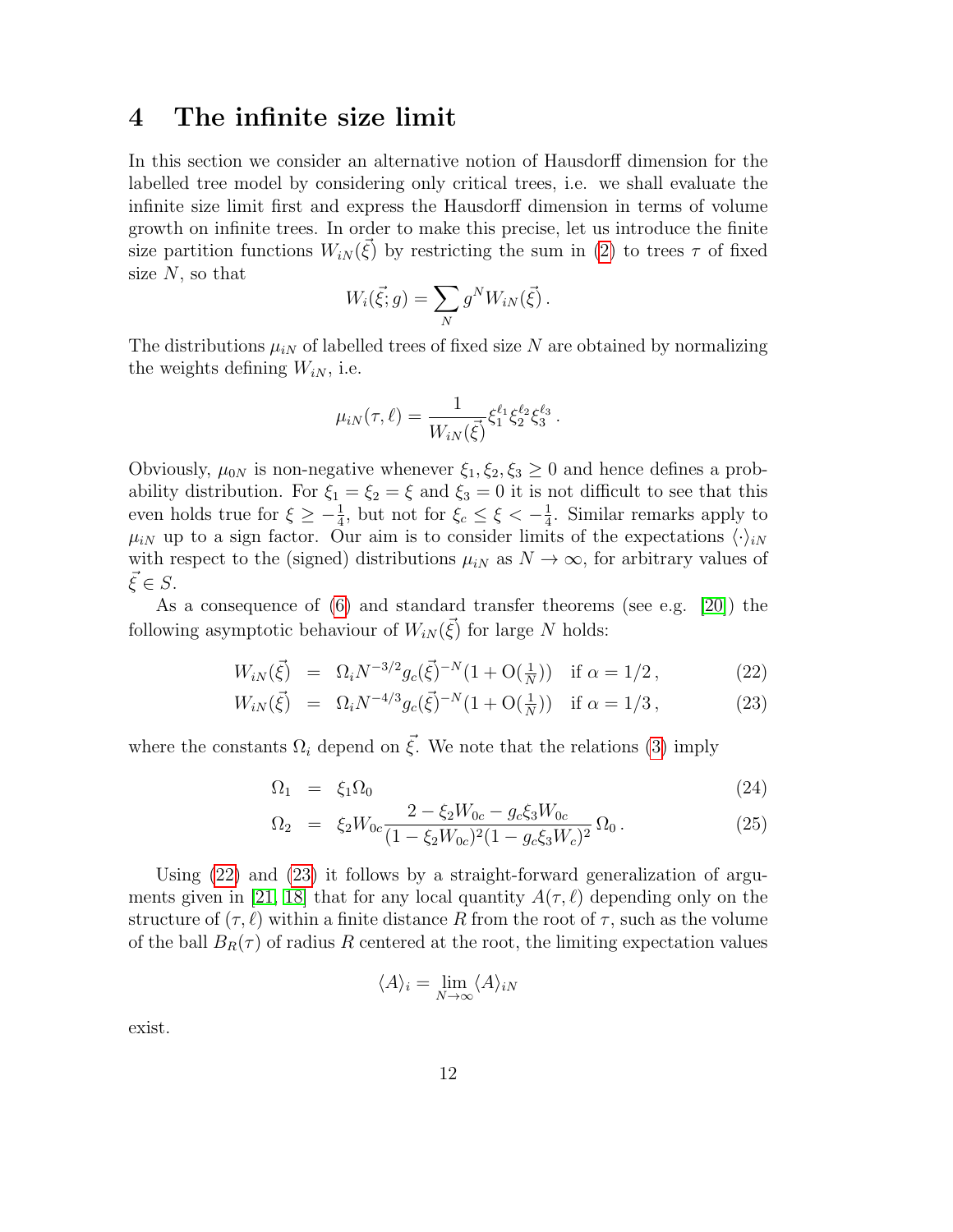# 4 The infinite size limit

In this section we consider an alternative notion of Hausdorff dimension for the labelled tree model by considering only critical trees, i.e. we shall evaluate the infinite size limit first and express the Hausdorff dimension in terms of volume growth on infinite trees. In order to make this precise, let us introduce the finite size partition functions $W_{iN}(\vec{\xi})$ by restricting the sum in (2) to trees $\tau$ of fixed size $N$, so that

$$W_i(\vec{\xi};g) = \sum_N g^N W_{iN}(\vec{\xi})\,.$$

The distributions $\mu_{iN}$ of labelled trees of fixed size $N$ are obtained by normalizing the weights defining $W_{iN}$, i.e.

$$\mu_{iN}(\tau,\ell) = \frac{1}{W_{iN}(\vec{\xi})}\xi_1^{\ell_1}\xi_2^{\ell_2}\xi_3^{\ell_3}\,.$$

Obviously, $\mu_{0N}$ is non-negative whenever $\xi_1,\xi_2,\xi_3 \geq 0$ and hence defines a probability distribution. For $\xi_1=\xi_2=\xi$ and $\xi_3=0$ it is not difficult to see that this even holds true for $\xi \geq -\frac{1}{4}$, but not for $\xi_c \leq \xi < -\frac{1}{4}$. Similar remarks apply to $\mu_{iN}$ up to a sign factor. Our aim is to consider limits of the expectations $\langle\cdot\rangle_{iN}$ with respect to the (signed) distributions $\mu_{iN}$ as $N\to\infty$, for arbitrary values of $\vec{\xi}\in S$.

As a consequence of (6) and standard transfer theorems (see e.g. [20]) the following asymptotic behaviour of $W_{iN}(\vec{\xi})$ for large $N$ holds:

$$W_{iN}(\vec{\xi}) \;=\; \Omega_i N^{-3/2} g_c(\vec{\xi})^{-N}(1+\mathrm{O}(\tfrac{1}{N})) \quad \text{if } \alpha = 1/2\,, \tag{22}$$

$$W_{iN}(\vec{\xi}) \;=\; \Omega_i N^{-4/3} g_c(\vec{\xi})^{-N}(1+\mathrm{O}(\tfrac{1}{N})) \quad \text{if } \alpha = 1/3\,, \tag{23}$$

where the constants $\Omega_i$ depend on $\vec{\xi}$. We note that the relations (3) imply

$$\Omega_1 \;=\; \xi_1\Omega_0 \tag{24}$$

$$\Omega_2 \;=\; \xi_2 W_{0c}\frac{2-\xi_2 W_{0c} - g_c\xi_3 W_{0c}}{(1-\xi_2 W_{0c})^2(1-g_c\xi_3 W_c)^2}\,\Omega_0\,. \tag{25}$$

Using (22) and (23) it follows by a straight-forward generalization of arguments given in [21, 18] that for any local quantity $A(\tau,\ell)$ depending only on the structure of $(\tau,\ell)$ within a finite distance $R$ from the root of $\tau$, such as the volume of the ball $B_R(\tau)$ of radius $R$ centered at the root, the limiting expectation values

$$\langle A\rangle_i = \lim_{N\to\infty}\langle A\rangle_{iN}$$

exist.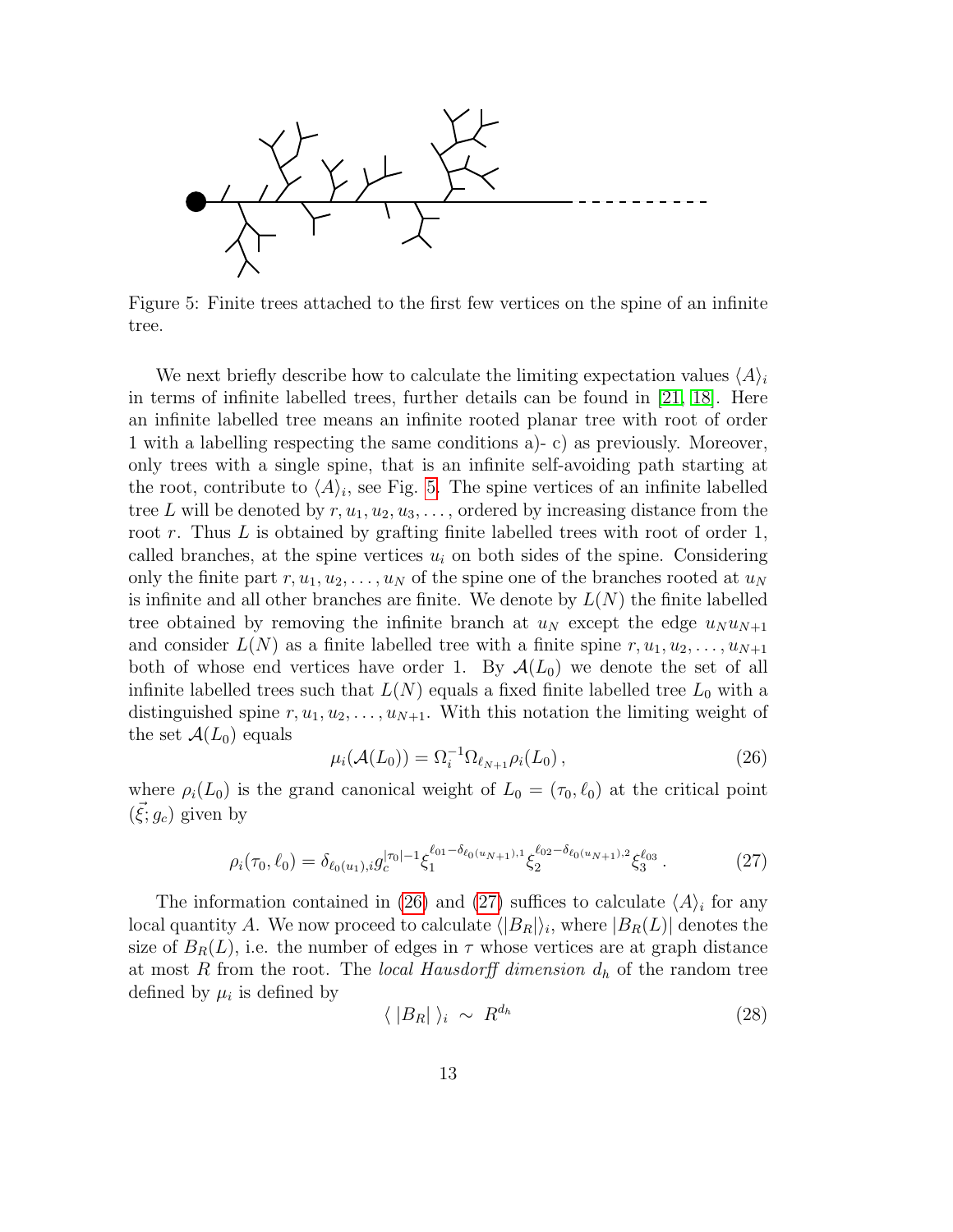Figure 5: Finite trees attached to the first few vertices on the spine of an infinite tree.

We next briefly describe how to calculate the limiting expectation values $\langle A\rangle_i$ in terms of infinite labelled trees, further details can be found in [21, 18]. Here an infinite labelled tree means an infinite rooted planar tree with root of order 1 with a labelling respecting the same conditions a)- c) as previously. Moreover, only trees with a single spine, that is an infinite self-avoiding path starting at the root, contribute to $\langle A\rangle_i$, see Fig. 5. The spine vertices of an infinite labelled tree $L$ will be denoted by $r, u_1, u_2, u_3, \dots$, ordered by increasing distance from the root $r$. Thus $L$ is obtained by grafting finite labelled trees with root of order 1, called branches, at the spine vertices $u_i$ on both sides of the spine. Considering only the finite part $r, u_1, u_2, \dots, u_N$ of the spine one of the branches rooted at $u_N$ is infinite and all other branches are finite. We denote by $L(N)$ the finite labelled tree obtained by removing the infinite branch at $u_N$ except the edge $u_N u_{N+1}$ and consider $L(N)$ as a finite labelled tree with a finite spine $r, u_1, u_2, \dots, u_{N+1}$ both of whose end vertices have order 1. By $\mathcal{A}(L_0)$ we denote the set of all infinite labelled trees such that $L(N)$ equals a fixed finite labelled tree $L_0$ with a distinguished spine $r, u_1, u_2, \dots, u_{N+1}$. With this notation the limiting weight of the set $\mathcal{A}(L_0)$ equals

$$\mu_i(\mathcal{A}(L_0)) = \Omega_i^{-1}\Omega_{\ell_{N+1}}\rho_i(L_0)\,, \tag{26}$$

where $\rho_i(L_0)$ is the grand canonical weight of $L_0 = (\tau_0, \ell_0)$ at the critical point $(\vec{\xi}; g_c)$ given by

$$\rho_i(\tau_0, \ell_0) = \delta_{\ell_0(u_1),i}\, g_c^{|\tau_0|-1}\xi_1^{\ell_{01}-\delta_{\ell_0(u_{N+1}),1}}\xi_2^{\ell_{02}-\delta_{\ell_0(u_{N+1}),2}}\xi_3^{\ell_{03}}\,. \tag{27}$$

The information contained in (26) and (27) suffices to calculate $\langle A\rangle_i$ for any local quantity $A$. We now proceed to calculate $\langle |B_R|\rangle_i$, where $|B_R(L)|$ denotes the size of $B_R(L)$, i.e. the number of edges in $\tau$ whose vertices are at graph distance at most $R$ from the root. The *local Hausdorff dimension* $d_h$ of the random tree defined by $\mu_i$ is defined by

$$\langle\ |B_R|\ \rangle_i\ \sim\ R^{d_h} \tag{28}$$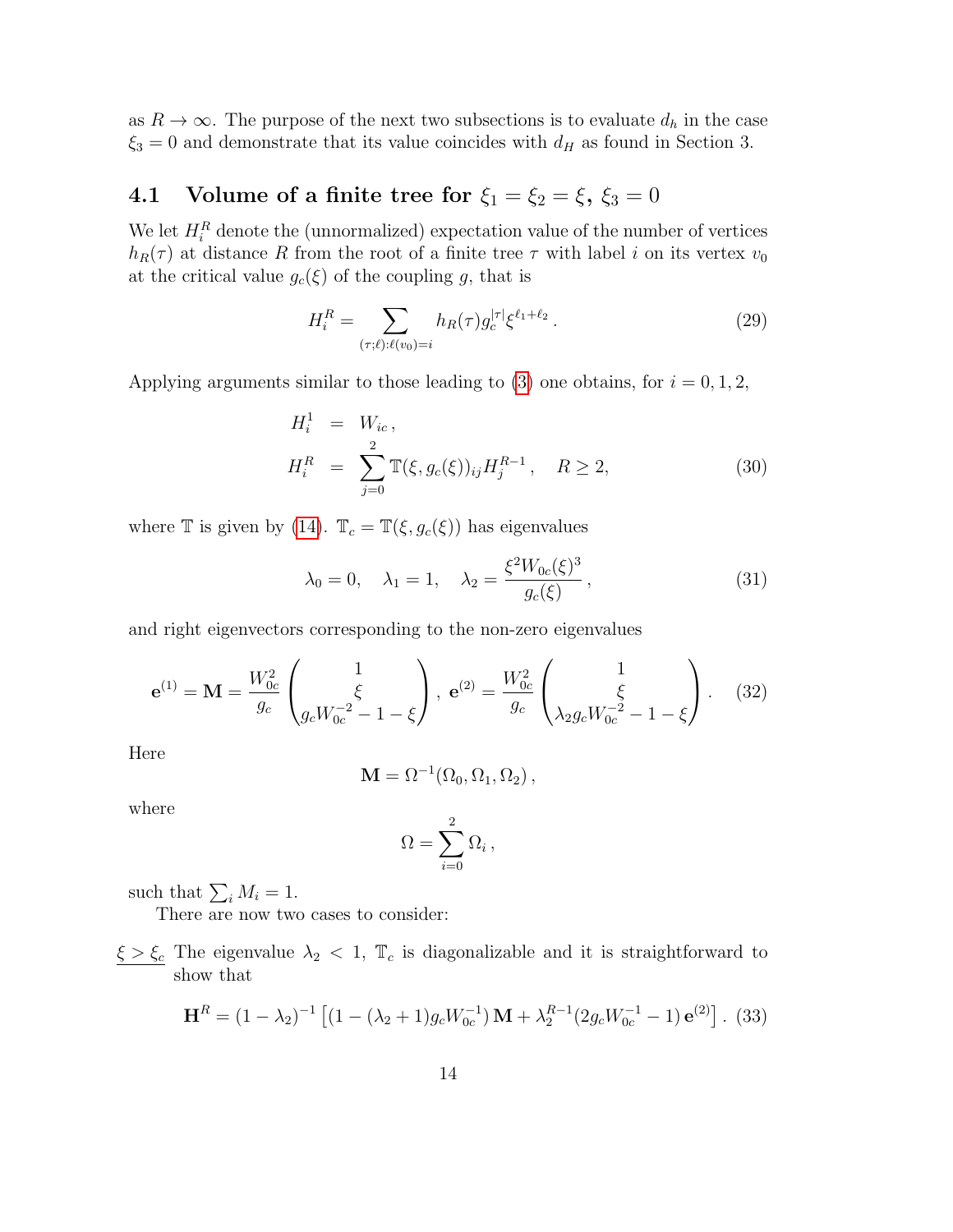as $R \to \infty$. The purpose of the next two subsections is to evaluate $d_h$ in the case $\xi_3 = 0$ and demonstrate that its value coincides with $d_H$ as found in Section 3.

## 4.1 Volume of a finite tree for $\xi_1 = \xi_2 = \xi$, $\xi_3 = 0$

We let $H_i^R$ denote the (unnormalized) expectation value of the number of vertices $h_R(\tau)$ at distance $R$ from the root of a finite tree $\tau$ with label $i$ on its vertex $v_0$ at the critical value $g_c(\xi)$ of the coupling $g$, that is

$$H_i^R = \sum_{(\tau;\ell):\ell(v_0)=i} h_R(\tau) g_c^{|\tau|} \xi^{\ell_1+\ell_2} . \tag{29}$$

Applying arguments similar to those leading to (3) one obtains, for $i = 0, 1, 2$,

$$\begin{aligned} H_i^1 &= W_{ic} , \\ H_i^R &= \sum_{j=0}^{2} \mathbb{T}(\xi, g_c(\xi))_{ij} H_j^{R-1} , \quad R \geq 2, \end{aligned} \tag{30}$$

where $\mathbb{T}$ is given by (14). $\mathbb{T}_c = \mathbb{T}(\xi, g_c(\xi))$ has eigenvalues

$$\lambda_0 = 0, \quad \lambda_1 = 1, \quad \lambda_2 = \frac{\xi^2 W_{0c}(\xi)^3}{g_c(\xi)} , \tag{31}$$

and right eigenvectors corresponding to the non-zero eigenvalues

$$\mathbf{e}^{(1)} = \mathbf{M} = \frac{W_{0c}^2}{g_c} \begin{pmatrix} 1 \\ \xi \\ g_c W_{0c}^{-2} - 1 - \xi \end{pmatrix} , \; \mathbf{e}^{(2)} = \frac{W_{0c}^2}{g_c} \begin{pmatrix} 1 \\ \xi \\ \lambda_2 g_c W_{0c}^{-2} - 1 - \xi \end{pmatrix} . \tag{32}$$

Here

$$\mathbf{M} = \Omega^{-1}(\Omega_0, \Omega_1, \Omega_2) ,$$

where

$$\Omega = \sum_{i=0}^{2} \Omega_i ,$$

such that $\sum_i M_i = 1$.

There are now two cases to consider:

$\underline{\xi > \xi_c}$ The eigenvalue $\lambda_2 < 1$, $\mathbb{T}_c$ is diagonalizable and it is straightforward to show that

$$\mathbf{H}^R = (1 - \lambda_2)^{-1} \left[ (1 - (\lambda_2 + 1) g_c W_{0c}^{-1}) \, \mathbf{M} + \lambda_2^{R-1} (2 g_c W_{0c}^{-1} - 1) \, \mathbf{e}^{(2)} \right] . \tag{33}$$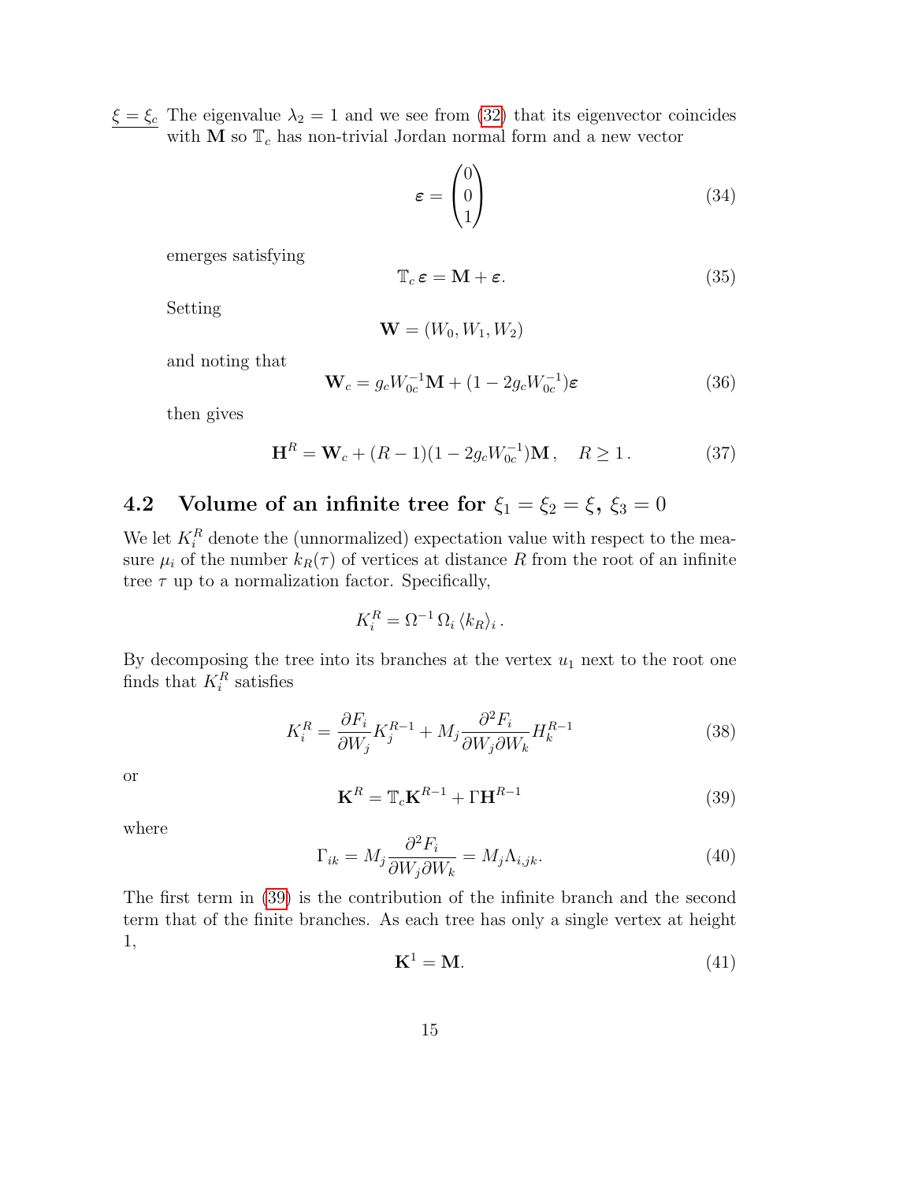$\underline{\xi = \xi_c}$ The eigenvalue $\lambda_2 = 1$ and we see from (32) that its eigenvector coincides with $\mathbf{M}$ so $\mathbb{T}_c$ has non-trivial Jordan normal form and a new vector

$$\boldsymbol{\varepsilon} = \begin{pmatrix} 0 \\ 0 \\ 1 \end{pmatrix} \tag{34}$$

emerges satisfying

$$\mathbb{T}_c \, \boldsymbol{\varepsilon} = \mathbf{M} + \boldsymbol{\varepsilon}. \tag{35}$$

Setting

$$\mathbf{W} = (W_0, W_1, W_2)$$

and noting that

$$\mathbf{W}_c = g_c W_{0c}^{-1} \mathbf{M} + (1 - 2 g_c W_{0c}^{-1}) \boldsymbol{\varepsilon} \tag{36}$$

then gives

$$\mathbf{H}^R = \mathbf{W}_c + (R-1)(1 - 2 g_c W_{0c}^{-1}) \mathbf{M} \,, \quad R \geq 1 \,. \tag{37}$$

## 4.2 Volume of an infinite tree for $\xi_1 = \xi_2 = \xi$, $\xi_3 = 0$

We let $K_i^R$ denote the (unnormalized) expectation value with respect to the measure $\mu_i$ of the number $k_R(\tau)$ of vertices at distance $R$ from the root of an infinite tree $\tau$ up to a normalization factor. Specifically,

$$K_i^R = \Omega^{-1} \, \Omega_i \, \langle k_R \rangle_i \,.$$

By decomposing the tree into its branches at the vertex $u_1$ next to the root one finds that $K_i^R$ satisfies

$$K_i^R = \frac{\partial F_i}{\partial W_j} K_j^{R-1} + M_j \frac{\partial^2 F_i}{\partial W_j \partial W_k} H_k^{R-1} \tag{38}$$

or

$$\mathbf{K}^R = \mathbb{T}_c \mathbf{K}^{R-1} + \Gamma \mathbf{H}^{R-1} \tag{39}$$

where

$$\Gamma_{ik} = M_j \frac{\partial^2 F_i}{\partial W_j \partial W_k} = M_j \Lambda_{i,jk}. \tag{40}$$

The first term in (39) is the contribution of the infinite branch and the second term that of the finite branches. As each tree has only a single vertex at height 1,

$$\mathbf{K}^1 = \mathbf{M}. \tag{41}$$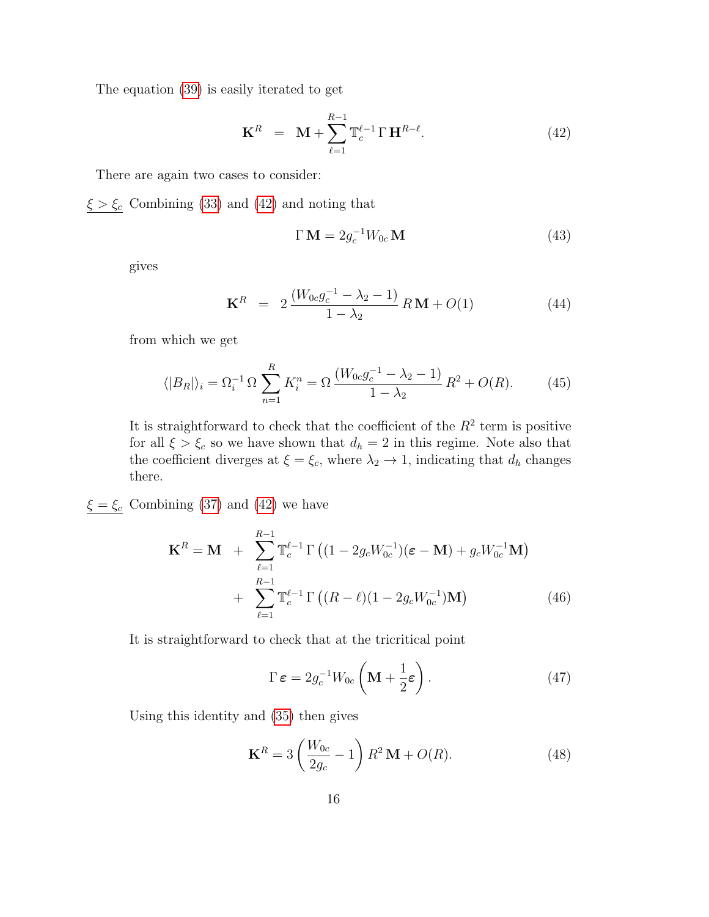The equation (39) is easily iterated to get

$$\mathbf{K}^R \;=\; \mathbf{M} + \sum_{\ell=1}^{R-1} \mathbb{T}_c^{\ell-1}\, \Gamma\, \mathbf{H}^{R-\ell}. \tag{42}$$

There are again two cases to consider:

$\underline{\xi > \xi_c}$ Combining (33) and (42) and noting that

$$\Gamma\, \mathbf{M} = 2 g_c^{-1} W_{0c}\, \mathbf{M} \tag{43}$$

gives

$$\mathbf{K}^R \;=\; 2\, \frac{(W_{0c} g_c^{-1} - \lambda_2 - 1)}{1 - \lambda_2}\, R\, \mathbf{M} + O(1) \tag{44}$$

from which we get

$$\langle |B_R| \rangle_i = \Omega_i^{-1}\, \Omega \sum_{n=1}^{R} K_i^n = \Omega\, \frac{(W_{0c} g_c^{-1} - \lambda_2 - 1)}{1 - \lambda_2}\, R^2 + O(R). \tag{45}$$

It is straightforward to check that the coefficient of the $R^2$ term is positive for all $\xi > \xi_c$ so we have shown that $d_h = 2$ in this regime. Note also that the coefficient diverges at $\xi = \xi_c$, where $\lambda_2 \to 1$, indicating that $d_h$ changes there.

$\underline{\xi = \xi_c}$ Combining (37) and (42) we have

$$\begin{aligned}
\mathbf{K}^R = \mathbf{M} \;&+\; \sum_{\ell=1}^{R-1} \mathbb{T}_c^{\ell-1}\, \Gamma \left( (1 - 2 g_c W_{0c}^{-1})(\boldsymbol{\varepsilon} - \mathbf{M}) + g_c W_{0c}^{-1} \mathbf{M} \right) \\
&+\; \sum_{\ell=1}^{R-1} \mathbb{T}_c^{\ell-1}\, \Gamma \left( (R - \ell)(1 - 2 g_c W_{0c}^{-1}) \mathbf{M} \right)
\end{aligned} \tag{46}$$

It is straightforward to check that at the tricritical point

$$\Gamma\, \boldsymbol{\varepsilon} = 2 g_c^{-1} W_{0c} \left( \mathbf{M} + \frac{1}{2} \boldsymbol{\varepsilon} \right). \tag{47}$$

Using this identity and (35) then gives

$$\mathbf{K}^R = 3 \left( \frac{W_{0c}}{2 g_c} - 1 \right) R^2\, \mathbf{M} + O(R). \tag{48}$$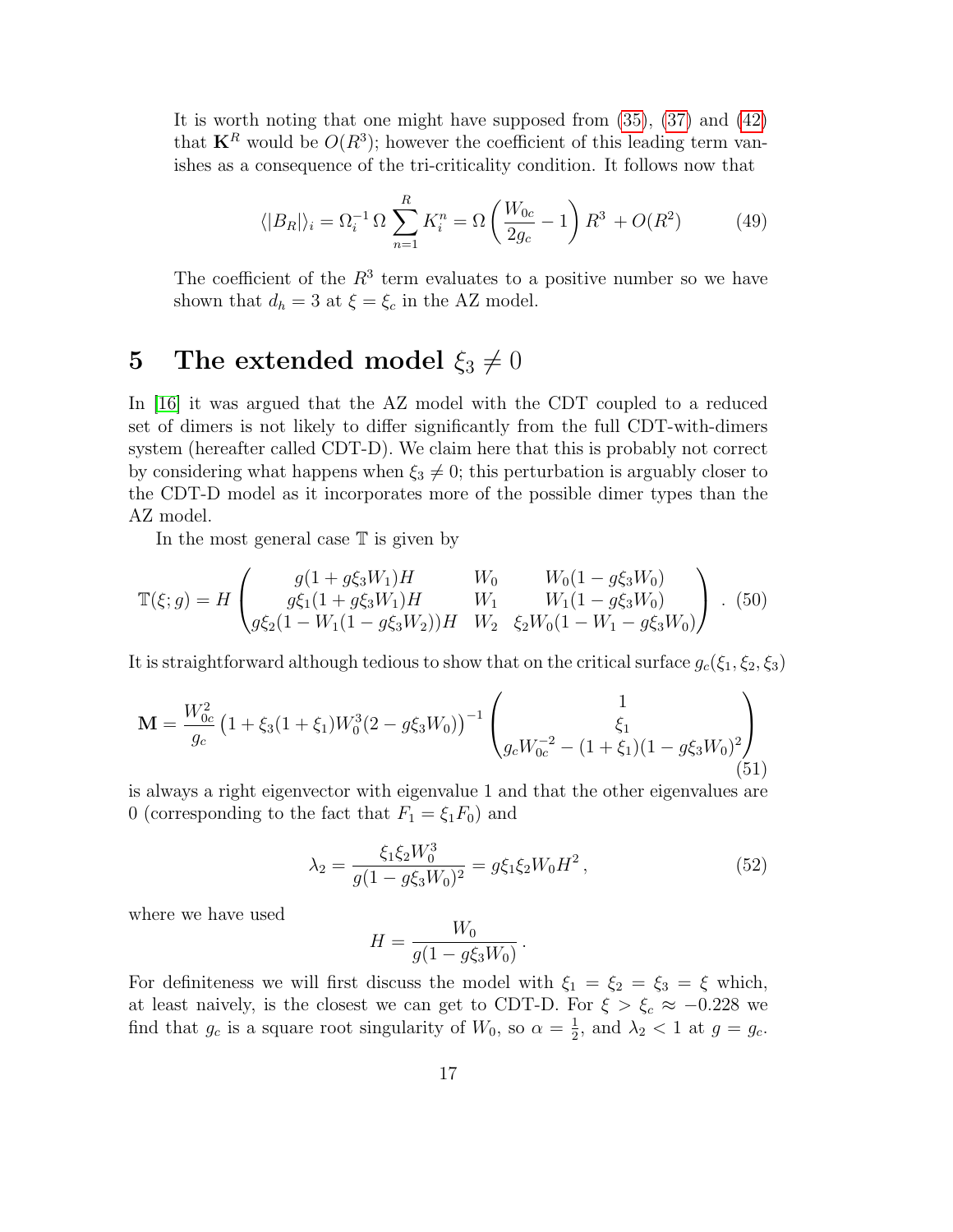It is worth noting that one might have supposed from (35), (37) and (42) that $\mathbf{K}^R$ would be $O(R^3)$; however the coefficient of this leading term vanishes as a consequence of the tri-criticality condition. It follows now that

$$\langle |B_R| \rangle_i = \Omega_i^{-1}\, \Omega \sum_{n=1}^{R} K_i^n = \Omega \left( \frac{W_{0c}}{2g_c} - 1 \right) R^3 \; + O(R^2) \tag{49}$$

The coefficient of the $R^3$ term evaluates to a positive number so we have shown that $d_h = 3$ at $\xi = \xi_c$ in the AZ model.

# 5 The extended model $\xi_3 \neq 0$

In [16] it was argued that the AZ model with the CDT coupled to a reduced set of dimers is not likely to differ significantly from the full CDT-with-dimers system (hereafter called CDT-D). We claim here that this is probably not correct by considering what happens when $\xi_3 \neq 0$; this perturbation is arguably closer to the CDT-D model as it incorporates more of the possible dimer types than the AZ model.

In the most general case $\mathbb{T}$ is given by

$$\mathbb{T}(\xi; g) = H \begin{pmatrix} g(1+g\xi_3 W_1)H & W_0 & W_0(1-g\xi_3 W_0) \\ g\xi_1(1+g\xi_3 W_1)H & W_1 & W_1(1-g\xi_3 W_0) \\ g\xi_2(1-W_1(1-g\xi_3 W_2))H & W_2 & \xi_2 W_0(1-W_1-g\xi_3 W_0) \end{pmatrix} . \tag{50}$$

It is straightforward although tedious to show that on the critical surface $g_c(\xi_1, \xi_2, \xi_3)$

$$\mathbf{M} = \frac{W_{0c}^2}{g_c} \left(1 + \xi_3(1+\xi_1)W_0^3(2 - g\xi_3 W_0)\right)^{-1} \begin{pmatrix} 1 \\ \xi_1 \\ g_c W_{0c}^{-2} - (1+\xi_1)(1-g\xi_3 W_0)^2 \end{pmatrix} \tag{51}$$

is always a right eigenvector with eigenvalue 1 and that the other eigenvalues are 0 (corresponding to the fact that $F_1 = \xi_1 F_0$) and

$$\lambda_2 = \frac{\xi_1 \xi_2 W_0^3}{g(1-g\xi_3 W_0)^2} = g\xi_1\xi_2 W_0 H^2 \,, \tag{52}$$

where we have used

$$H = \frac{W_0}{g(1-g\xi_3 W_0)} \,.$$

For definiteness we will first discuss the model with $\xi_1 = \xi_2 = \xi_3 = \xi$ which, at least naively, is the closest we can get to CDT-D. For $\xi > \xi_c \approx -0.228$ we find that $g_c$ is a square root singularity of $W_0$, so $\alpha = \frac{1}{2}$, and $\lambda_2 < 1$ at $g = g_c$.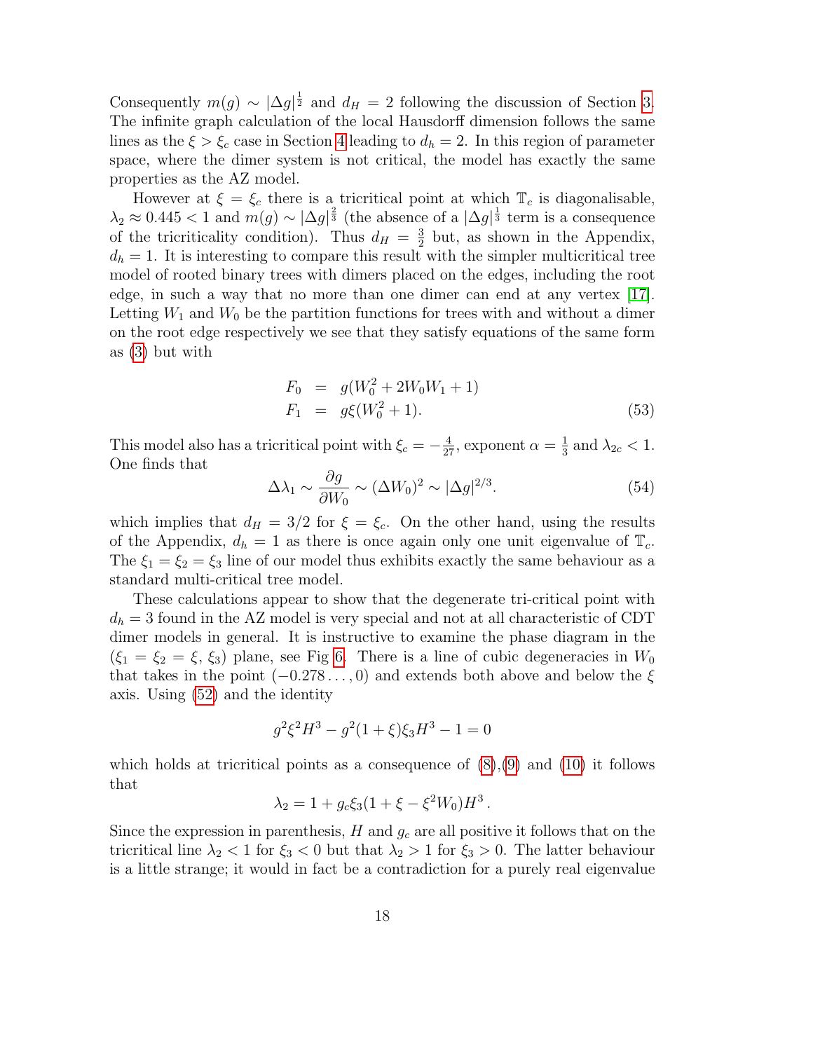Consequently $m(g) \sim |\Delta g|^{\frac{1}{2}}$ and $d_H = 2$ following the discussion of Section 3. The infinite graph calculation of the local Hausdorff dimension follows the same lines as the $\xi > \xi_c$ case in Section 4 leading to $d_h = 2$. In this region of parameter space, where the dimer system is not critical, the model has exactly the same properties as the AZ model.

However at $\xi = \xi_c$ there is a tricritical point at which $\mathbb{T}_c$ is diagonalisable, $\lambda_2 \approx 0.445 < 1$ and $m(g) \sim |\Delta g|^{\frac{2}{3}}$ (the absence of a $|\Delta g|^{\frac{1}{3}}$ term is a consequence of the tricriticality condition). Thus $d_H = \frac{3}{2}$ but, as shown in the Appendix, $d_h = 1$. It is interesting to compare this result with the simpler multicritical tree model of rooted binary trees with dimers placed on the edges, including the root edge, in such a way that no more than one dimer can end at any vertex [17]. Letting $W_1$ and $W_0$ be the partition functions for trees with and without a dimer on the root edge respectively we see that they satisfy equations of the same form as (3) but with

$$
\begin{aligned}
F_0 &= g(W_0^2 + 2W_0W_1 + 1) \\
F_1 &= g\xi(W_0^2 + 1).
\end{aligned}
\tag{53}
$$

This model also has a tricritical point with $\xi_c = -\frac{4}{27}$, exponent $\alpha = \frac{1}{3}$ and $\lambda_{2c} < 1$. One finds that

$$
\Delta\lambda_1 \sim \frac{\partial g}{\partial W_0} \sim (\Delta W_0)^2 \sim |\Delta g|^{2/3}. \tag{54}
$$

which implies that $d_H = 3/2$ for $\xi = \xi_c$. On the other hand, using the results of the Appendix, $d_h = 1$ as there is once again only one unit eigenvalue of $\mathbb{T}_c$. The $\xi_1 = \xi_2 = \xi_3$ line of our model thus exhibits exactly the same behaviour as a standard multi-critical tree model.

These calculations appear to show that the degenerate tri-critical point with $d_h = 3$ found in the AZ model is very special and not at all characteristic of CDT dimer models in general. It is instructive to examine the phase diagram in the $(\xi_1 = \xi_2 = \xi, \xi_3)$ plane, see Fig 6. There is a line of cubic degeneracies in $W_0$ that takes in the point $(-0.278\ldots, 0)$ and extends both above and below the $\xi$ axis. Using (52) and the identity

$$
g^2\xi^2H^3 - g^2(1+\xi)\xi_3H^3 - 1 = 0
$$

which holds at tricritical points as a consequence of (8),(9) and (10) it follows that

$$
\lambda_2 = 1 + g_c\xi_3(1 + \xi - \xi^2 W_0)H^3\,.
$$

Since the expression in parenthesis, $H$ and $g_c$ are all positive it follows that on the tricritical line $\lambda_2 < 1$ for $\xi_3 < 0$ but that $\lambda_2 > 1$ for $\xi_3 > 0$. The latter behaviour is a little strange; it would in fact be a contradiction for a purely real eigenvalue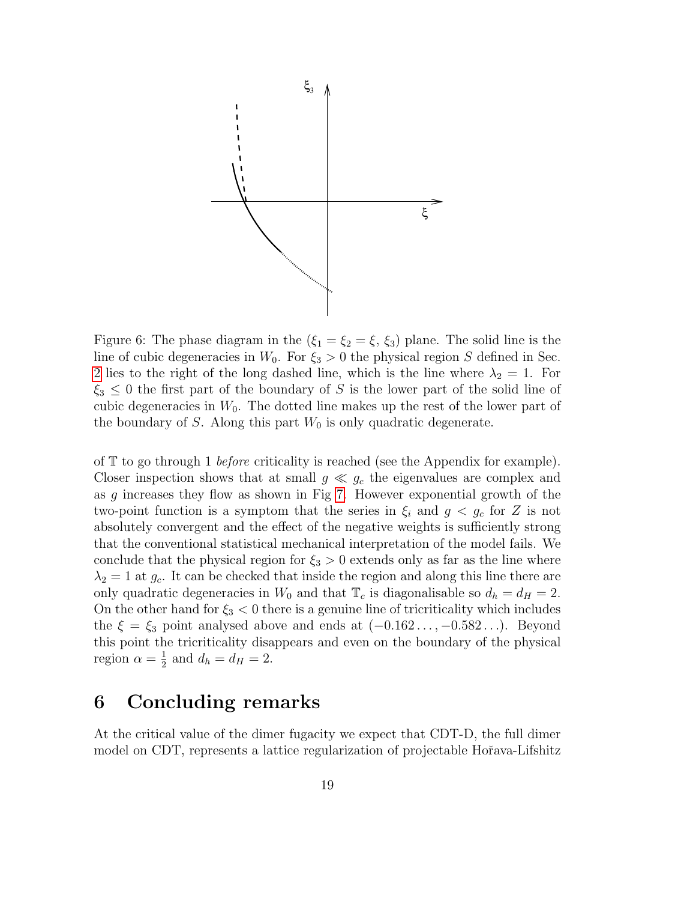Figure 6: The phase diagram in the ($\xi_1 = \xi_2 = \xi$, $\xi_3$) plane. The solid line is the line of cubic degeneracies in $W_0$. For $\xi_3 > 0$ the physical region $S$ defined in Sec. 2 lies to the right of the long dashed line, which is the line where $\lambda_2 = 1$. For $\xi_3 \leq 0$ the first part of the boundary of $S$ is the lower part of the solid line of cubic degeneracies in $W_0$. The dotted line makes up the rest of the lower part of the boundary of $S$. Along this part $W_0$ is only quadratic degenerate.

of $\mathbb{T}$ to go through 1 *before* criticality is reached (see the Appendix for example). Closer inspection shows that at small $g \ll g_c$ the eigenvalues are complex and as $g$ increases they flow as shown in Fig 7. However exponential growth of the two-point function is a symptom that the series in $\xi_i$ and $g < g_c$ for $Z$ is not absolutely convergent and the effect of the negative weights is sufficiently strong that the conventional statistical mechanical interpretation of the model fails. We conclude that the physical region for $\xi_3 > 0$ extends only as far as the line where $\lambda_2 = 1$ at $g_c$. It can be checked that inside the region and along this line there are only quadratic degeneracies in $W_0$ and that $\mathbb{T}_c$ is diagonalisable so $d_h = d_H = 2$. On the other hand for $\xi_3 < 0$ there is a genuine line of tricriticality which includes the $\xi = \xi_3$ point analysed above and ends at $(-0.162\ldots, -0.582\ldots)$. Beyond this point the tricriticality disappears and even on the boundary of the physical region $\alpha = \frac{1}{2}$ and $d_h = d_H = 2$.

## 6 Concluding remarks

At the critical value of the dimer fugacity we expect that CDT-D, the full dimer model on CDT, represents a lattice regularization of projectable Hořava-Lifshitz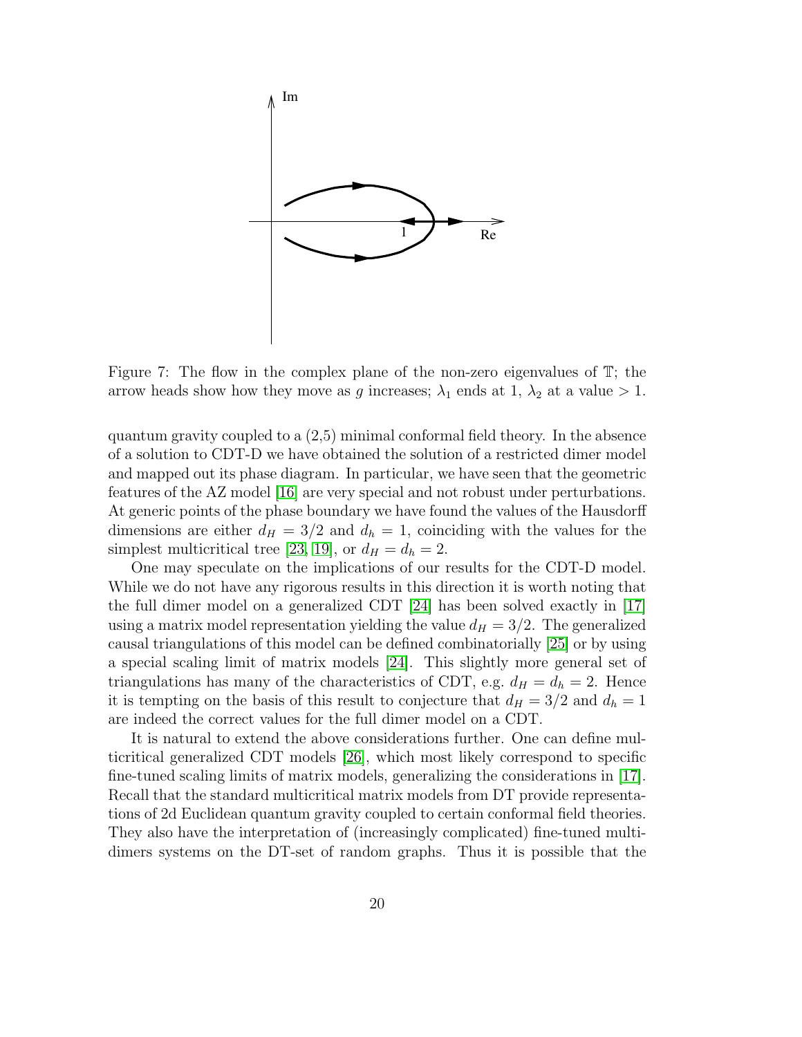Figure 7: The flow in the complex plane of the non-zero eigenvalues of $\mathbb{T}$; the arrow heads show how they move as $g$ increases; $\lambda_1$ ends at 1, $\lambda_2$ at a value $> 1$.

quantum gravity coupled to a (2,5) minimal conformal field theory. In the absence of a solution to CDT-D we have obtained the solution of a restricted dimer model and mapped out its phase diagram. In particular, we have seen that the geometric features of the AZ model [16] are very special and not robust under perturbations. At generic points of the phase boundary we have found the values of the Hausdorff dimensions are either $d_H = 3/2$ and $d_h = 1$, coinciding with the values for the simplest multicritical tree [23, 19], or $d_H = d_h = 2$.

One may speculate on the implications of our results for the CDT-D model. While we do not have any rigorous results in this direction it is worth noting that the full dimer model on a generalized CDT [24] has been solved exactly in [17] using a matrix model representation yielding the value $d_H = 3/2$. The generalized causal triangulations of this model can be defined combinatorially [25] or by using a special scaling limit of matrix models [24]. This slightly more general set of triangulations has many of the characteristics of CDT, e.g. $d_H = d_h = 2$. Hence it is tempting on the basis of this result to conjecture that $d_H = 3/2$ and $d_h = 1$ are indeed the correct values for the full dimer model on a CDT.

It is natural to extend the above considerations further. One can define multicritical generalized CDT models [26], which most likely correspond to specific fine-tuned scaling limits of matrix models, generalizing the considerations in [17]. Recall that the standard multicritical matrix models from DT provide representations of 2d Euclidean quantum gravity coupled to certain conformal field theories. They also have the interpretation of (increasingly complicated) fine-tuned multi-dimers systems on the DT-set of random graphs. Thus it is possible that the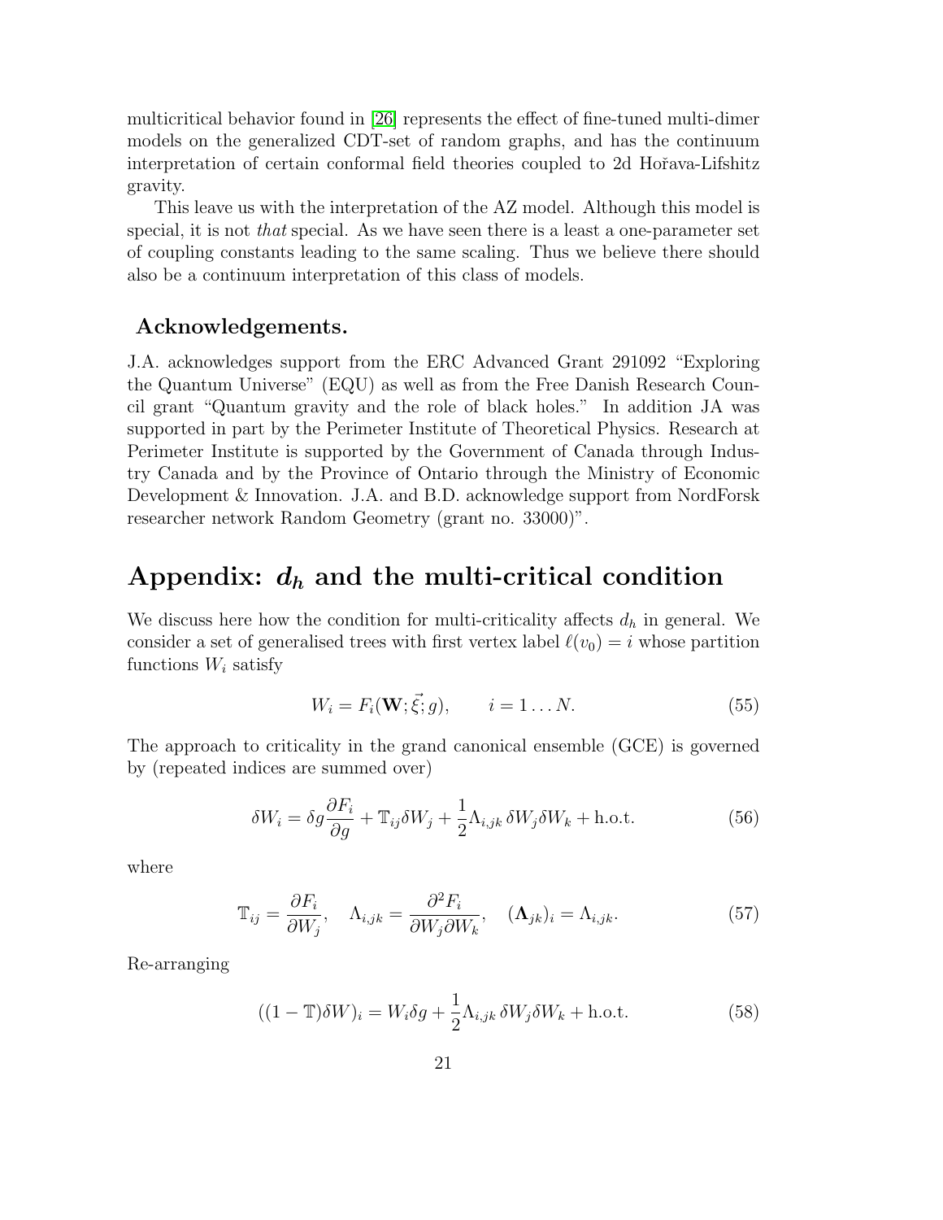multicritical behavior found in [26] represents the effect of fine-tuned multi-dimer models on the generalized CDT-set of random graphs, and has the continuum interpretation of certain conformal field theories coupled to 2d Hořava-Lifshitz gravity.

This leave us with the interpretation of the AZ model. Although this model is special, it is not *that* special. As we have seen there is a least a one-parameter set of coupling constants leading to the same scaling. Thus we believe there should also be a continuum interpretation of this class of models.

### Acknowledgements.

J.A. acknowledges support from the ERC Advanced Grant 291092 "Exploring the Quantum Universe" (EQU) as well as from the Free Danish Research Council grant "Quantum gravity and the role of black holes." In addition JA was supported in part by the Perimeter Institute of Theoretical Physics. Research at Perimeter Institute is supported by the Government of Canada through Industry Canada and by the Province of Ontario through the Ministry of Economic Development & Innovation. J.A. and B.D. acknowledge support from NordForsk researcher network Random Geometry (grant no. 33000)".

## Appendix: $d_h$ and the multi-critical condition

We discuss here how the condition for multi-criticality affects $d_h$ in general. We consider a set of generalised trees with first vertex label $\ell(v_0) = i$ whose partition functions $W_i$ satisfy

$$W_i = F_i(\mathbf{W}; \vec{\xi}; g), \qquad i = 1 \dots N. \tag{55}$$

The approach to criticality in the grand canonical ensemble (GCE) is governed by (repeated indices are summed over)

$$\delta W_i = \delta g \frac{\partial F_i}{\partial g} + \mathbb{T}_{ij} \delta W_j + \frac{1}{2} \Lambda_{i,jk} \, \delta W_j \delta W_k + \text{h.o.t.} \tag{56}$$

where

$$\mathbb{T}_{ij} = \frac{\partial F_i}{\partial W_j}, \quad \Lambda_{i,jk} = \frac{\partial^2 F_i}{\partial W_j \partial W_k}, \quad (\mathbf{\Lambda}_{jk})_i = \Lambda_{i,jk}. \tag{57}$$

Re-arranging

$$((1 - \mathbb{T})\delta W)_i = W_i \delta g + \frac{1}{2} \Lambda_{i,jk} \, \delta W_j \delta W_k + \text{h.o.t.} \tag{58}$$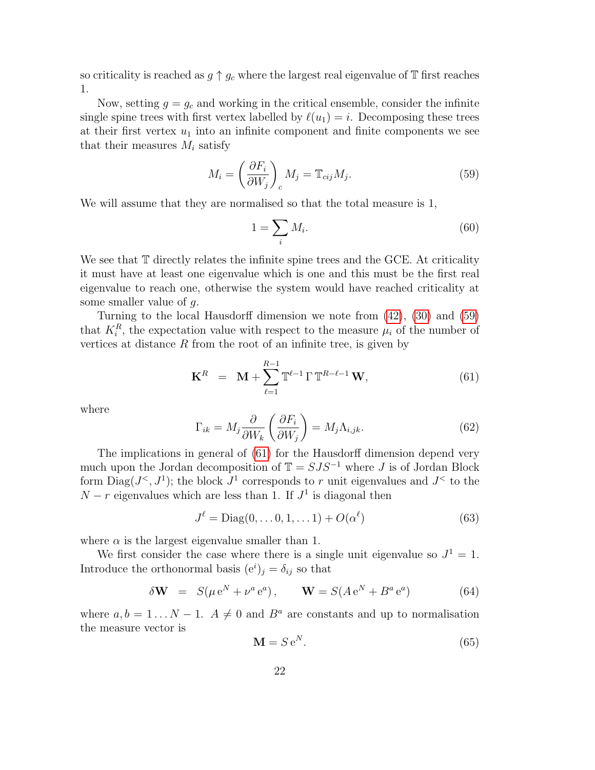so criticality is reached as $g \uparrow g_c$ where the largest real eigenvalue of $\mathbb{T}$ first reaches 1.

Now, setting $g = g_c$ and working in the critical ensemble, consider the infinite single spine trees with first vertex labelled by $\ell(u_1) = i$. Decomposing these trees at their first vertex $u_1$ into an infinite component and finite components we see that their measures $M_i$ satisfy

$$M_i = \left( \frac{\partial F_i}{\partial W_j} \right)_c M_j = \mathbb{T}_{cij} M_j. \tag{59}$$

We will assume that they are normalised so that the total measure is 1,

$$1 = \sum_i M_i. \tag{60}$$

We see that $\mathbb{T}$ directly relates the infinite spine trees and the GCE. At criticality it must have at least one eigenvalue which is one and this must be the first real eigenvalue to reach one, otherwise the system would have reached criticality at some smaller value of $g$.

Turning to the local Hausdorff dimension we note from (42), (30) and (59) that $K_i^R$, the expectation value with respect to the measure $\mu_i$ of the number of vertices at distance $R$ from the root of an infinite tree, is given by

$$\mathbf{K}^R \;\; = \;\; \mathbf{M} + \sum_{\ell=1}^{R-1} \mathbb{T}^{\ell-1}\, \Gamma\, \mathbb{T}^{R-\ell-1}\, \mathbf{W}, \tag{61}$$

where

$$\Gamma_{ik} = M_j \frac{\partial}{\partial W_k} \left( \frac{\partial F_i}{\partial W_j} \right) = M_j \Lambda_{i,jk}. \tag{62}$$

The implications in general of (61) for the Hausdorff dimension depend very much upon the Jordan decomposition of $\mathbb{T} = SJS^{-1}$ where $J$ is of Jordan Block form $\mathrm{Diag}(J^<, J^1)$; the block $J^1$ corresponds to $r$ unit eigenvalues and $J^<$ to the $N - r$ eigenvalues which are less than 1. If $J^1$ is diagonal then

$$J^\ell = \mathrm{Diag}(0, \dots 0, 1, \dots 1) + O(\alpha^\ell) \tag{63}$$

where $\alpha$ is the largest eigenvalue smaller than 1.

We first consider the case where there is a single unit eigenvalue so $J^1 = 1$. Introduce the orthonormal basis $(\mathrm{e}^i)_j = \delta_{ij}$ so that

$$\delta\mathbf{W} \;\; = \;\; S(\mu\, \mathrm{e}^N + \nu^a\, \mathrm{e}^a), \qquad \mathbf{W} = S(A\, \mathrm{e}^N + B^a\, \mathrm{e}^a) \tag{64}$$

where $a, b = 1 \dots N-1$. $A \neq 0$ and $B^a$ are constants and up to normalisation the measure vector is

$$\mathbf{M} = S\, \mathrm{e}^N. \tag{65}$$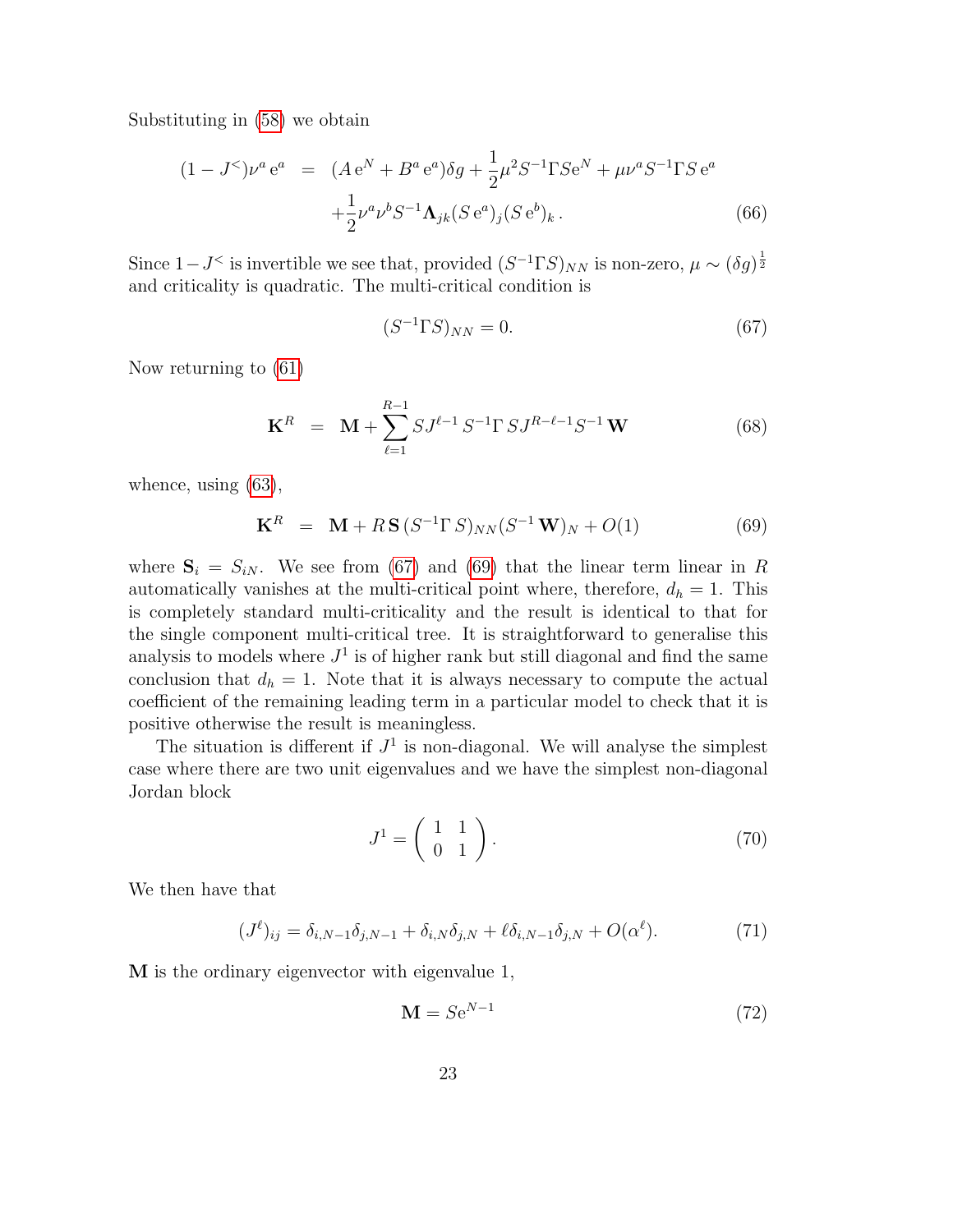Substituting in (58) we obtain

$$
\begin{aligned}
(1-J^{<})\nu^a \,\mathrm{e}^a &= (A\,\mathrm{e}^N + B^a\,\mathrm{e}^a)\delta g + \frac{1}{2}\mu^2 S^{-1}\Gamma S\mathrm{e}^N + \mu\nu^a S^{-1}\Gamma S\,\mathrm{e}^a \\
&\quad + \frac{1}{2}\nu^a\nu^b S^{-1}\mathbf{\Lambda}_{jk}(S\,\mathrm{e}^a)_j(S\,\mathrm{e}^b)_k\,. \qquad (66)
\end{aligned}
$$

Since $1-J^{<}$ is invertible we see that, provided $(S^{-1}\Gamma S)_{NN}$ is non-zero, $\mu \sim (\delta g)^{\frac{1}{2}}$ and criticality is quadratic. The multi-critical condition is

$$
(S^{-1}\Gamma S)_{NN} = 0. \qquad (67)
$$

Now returning to (61)

$$
\mathbf{K}^R = \mathbf{M} + \sum_{\ell=1}^{R-1} SJ^{\ell-1}\,S^{-1}\Gamma\,SJ^{R-\ell-1}S^{-1}\,\mathbf{W} \qquad (68)
$$

whence, using (63),

$$
\mathbf{K}^R = \mathbf{M} + R\,\mathbf{S}\,(S^{-1}\Gamma\,S)_{NN}(S^{-1}\,\mathbf{W})_N + O(1) \qquad (69)
$$

where $\mathbf{S}_i = S_{iN}$. We see from (67) and (69) that the linear term linear in $R$ automatically vanishes at the multi-critical point where, therefore, $d_h = 1$. This is completely standard multi-criticality and the result is identical to that for the single component multi-critical tree. It is straightforward to generalise this analysis to models where $J^1$ is of higher rank but still diagonal and find the same conclusion that $d_h = 1$. Note that it is always necessary to compute the actual coefficient of the remaining leading term in a particular model to check that it is positive otherwise the result is meaningless.

The situation is different if $J^1$ is non-diagonal. We will analyse the simplest case where there are two unit eigenvalues and we have the simplest non-diagonal Jordan block

$$
J^1 = \begin{pmatrix} 1 & 1 \\ 0 & 1 \end{pmatrix}. \qquad (70)
$$

We then have that

$$
(J^\ell)_{ij} = \delta_{i,N-1}\delta_{j,N-1} + \delta_{i,N}\delta_{j,N} + \ell\delta_{i,N-1}\delta_{j,N} + O(\alpha^\ell). \qquad (71)
$$

$\mathbf{M}$ is the ordinary eigenvector with eigenvalue 1,

$$
\mathbf{M} = S\mathrm{e}^{N-1} \qquad (72)
$$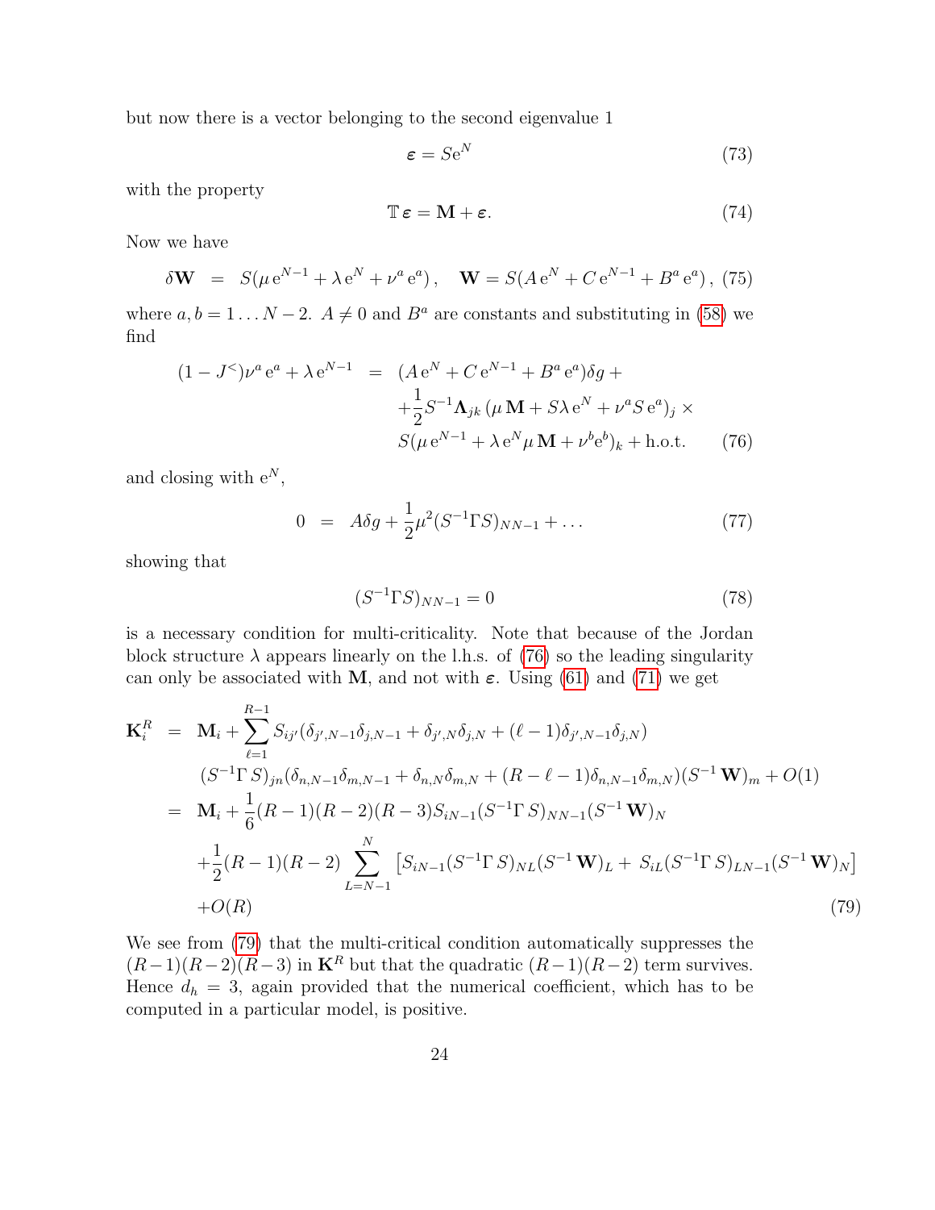but now there is a vector belonging to the second eigenvalue 1

$$\boldsymbol{\varepsilon} = S\mathrm{e}^N \tag{73}$$

with the property

$$\mathbb{T}\,\boldsymbol{\varepsilon} = \mathbf{M} + \boldsymbol{\varepsilon}. \tag{74}$$

Now we have

$$\delta\mathbf{W} \;\; = \;\; S(\mu\,\mathrm{e}^{N-1} + \lambda\,\mathrm{e}^N + \nu^a\,\mathrm{e}^a)\,, \quad \mathbf{W} = S(A\,\mathrm{e}^N + C\,\mathrm{e}^{N-1} + B^a\,\mathrm{e}^a)\,, \tag{75}$$

where $a, b = 1 \ldots N-2$. $A \neq 0$ and $B^a$ are constants and substituting in (58) we find

$$\begin{aligned}
(1 - J^<)\nu^a\,\mathrm{e}^a + \lambda\,\mathrm{e}^{N-1} \;\; = \;\; & (A\,\mathrm{e}^N + C\,\mathrm{e}^{N-1} + B^a\,\mathrm{e}^a)\delta g + \\
& + \frac{1}{2}S^{-1}\mathbf{\Lambda}_{jk}\,(\mu\,\mathbf{M} + S\lambda\,\mathrm{e}^N + \nu^a S\,\mathrm{e}^a)_j \times \\
& S(\mu\,\mathrm{e}^{N-1} + \lambda\,\mathrm{e}^N \mu\,\mathbf{M} + \nu^b\mathrm{e}^b)_k + \text{h.o.t.}
\end{aligned} \tag{76}$$

and closing with $\mathrm{e}^N$,

$$0 \;\; = \;\; A\delta g + \frac{1}{2}\mu^2(S^{-1}\Gamma S)_{NN-1} + \ldots \tag{77}$$

showing that

$$(S^{-1}\Gamma S)_{NN-1} = 0 \tag{78}$$

is a necessary condition for multi-criticality. Note that because of the Jordan block structure $\lambda$ appears linearly on the l.h.s. of (76) so the leading singularity can only be associated with $\mathbf{M}$, and not with $\boldsymbol{\varepsilon}$. Using (61) and (71) we get

$$\begin{aligned}
\mathbf{K}_i^R \;\; = \;\; & \mathbf{M}_i + \sum_{\ell=1}^{R-1} S_{ij'}(\delta_{j',N-1}\delta_{j,N-1} + \delta_{j',N}\delta_{j,N} + (\ell-1)\delta_{j',N-1}\delta_{j,N}) \\
& (S^{-1}\Gamma\,S)_{jn}(\delta_{n,N-1}\delta_{m,N-1} + \delta_{n,N}\delta_{m,N} + (R-\ell-1)\delta_{n,N-1}\delta_{m,N})(S^{-1}\,\mathbf{W})_m + O(1) \\
= \;\; & \mathbf{M}_i + \frac{1}{6}(R-1)(R-2)(R-3)S_{iN-1}(S^{-1}\Gamma\,S)_{NN-1}(S^{-1}\,\mathbf{W})_N \\
& + \frac{1}{2}(R-1)(R-2)\sum_{L=N-1}^{N}\left[S_{iN-1}(S^{-1}\Gamma\,S)_{NL}(S^{-1}\,\mathbf{W})_L + S_{iL}(S^{-1}\Gamma\,S)_{LN-1}(S^{-1}\,\mathbf{W})_N\right] \\
& + O(R)
\end{aligned} \tag{79}$$

We see from (79) that the multi-critical condition automatically suppresses the $(R-1)(R-2)(R-3)$ in $\mathbf{K}^R$ but that the quadratic $(R-1)(R-2)$ term survives. Hence $d_h = 3$, again provided that the numerical coefficient, which has to be computed in a particular model, is positive.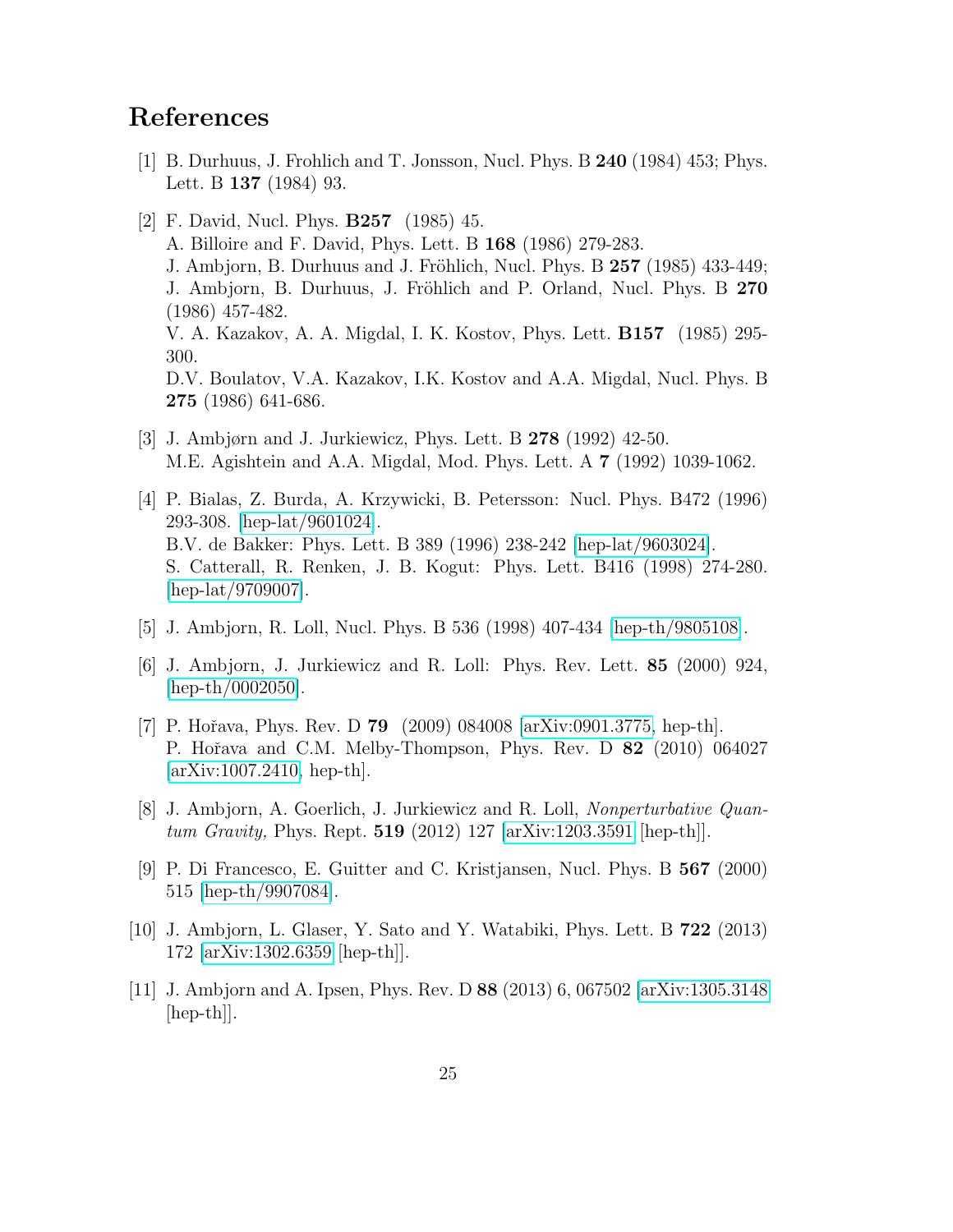# References

[1] B. Durhuus, J. Frohlich and T. Jonsson, Nucl. Phys. B **240** (1984) 453; Phys. Lett. B **137** (1984) 93.

[2] F. David, Nucl. Phys. **B257** (1985) 45.
A. Billoire and F. David, Phys. Lett. B **168** (1986) 279-283.
J. Ambjorn, B. Durhuus and J. Fröhlich, Nucl. Phys. B **257** (1985) 433-449;
J. Ambjorn, B. Durhuus, J. Fröhlich and P. Orland, Nucl. Phys. B **270** (1986) 457-482.
V. A. Kazakov, A. A. Migdal, I. K. Kostov, Phys. Lett. **B157** (1985) 295-300.
D.V. Boulatov, V.A. Kazakov, I.K. Kostov and A.A. Migdal, Nucl. Phys. B **275** (1986) 641-686.

[3] J. Ambjørn and J. Jurkiewicz, Phys. Lett. B **278** (1992) 42-50.
M.E. Agishtein and A.A. Migdal, Mod. Phys. Lett. A **7** (1992) 1039-1062.

[4] P. Bialas, Z. Burda, A. Krzywicki, B. Petersson: Nucl. Phys. B472 (1996) 293-308. [hep-lat/9601024].
B.V. de Bakker: Phys. Lett. B 389 (1996) 238-242 [hep-lat/9603024].
S. Catterall, R. Renken, J. B. Kogut: Phys. Lett. B416 (1998) 274-280. [hep-lat/9709007].

[5] J. Ambjorn, R. Loll, Nucl. Phys. B 536 (1998) 407-434 [hep-th/9805108].

[6] J. Ambjorn, J. Jurkiewicz and R. Loll: Phys. Rev. Lett. **85** (2000) 924, [hep-th/0002050].

[7] P. Hořava, Phys. Rev. D **79** (2009) 084008 [arXiv:0901.3775, hep-th].
P. Hořava and C.M. Melby-Thompson, Phys. Rev. D **82** (2010) 064027 [arXiv:1007.2410, hep-th].

[8] J. Ambjorn, A. Goerlich, J. Jurkiewicz and R. Loll, *Nonperturbative Quantum Gravity,* Phys. Rept. **519** (2012) 127 [arXiv:1203.3591 [hep-th]].

[9] P. Di Francesco, E. Guitter and C. Kristjansen, Nucl. Phys. B **567** (2000) 515 [hep-th/9907084].

[10] J. Ambjorn, L. Glaser, Y. Sato and Y. Watabiki, Phys. Lett. B **722** (2013) 172 [arXiv:1302.6359 [hep-th]].

[11] J. Ambjorn and A. Ipsen, Phys. Rev. D **88** (2013) 6, 067502 [arXiv:1305.3148 [hep-th]].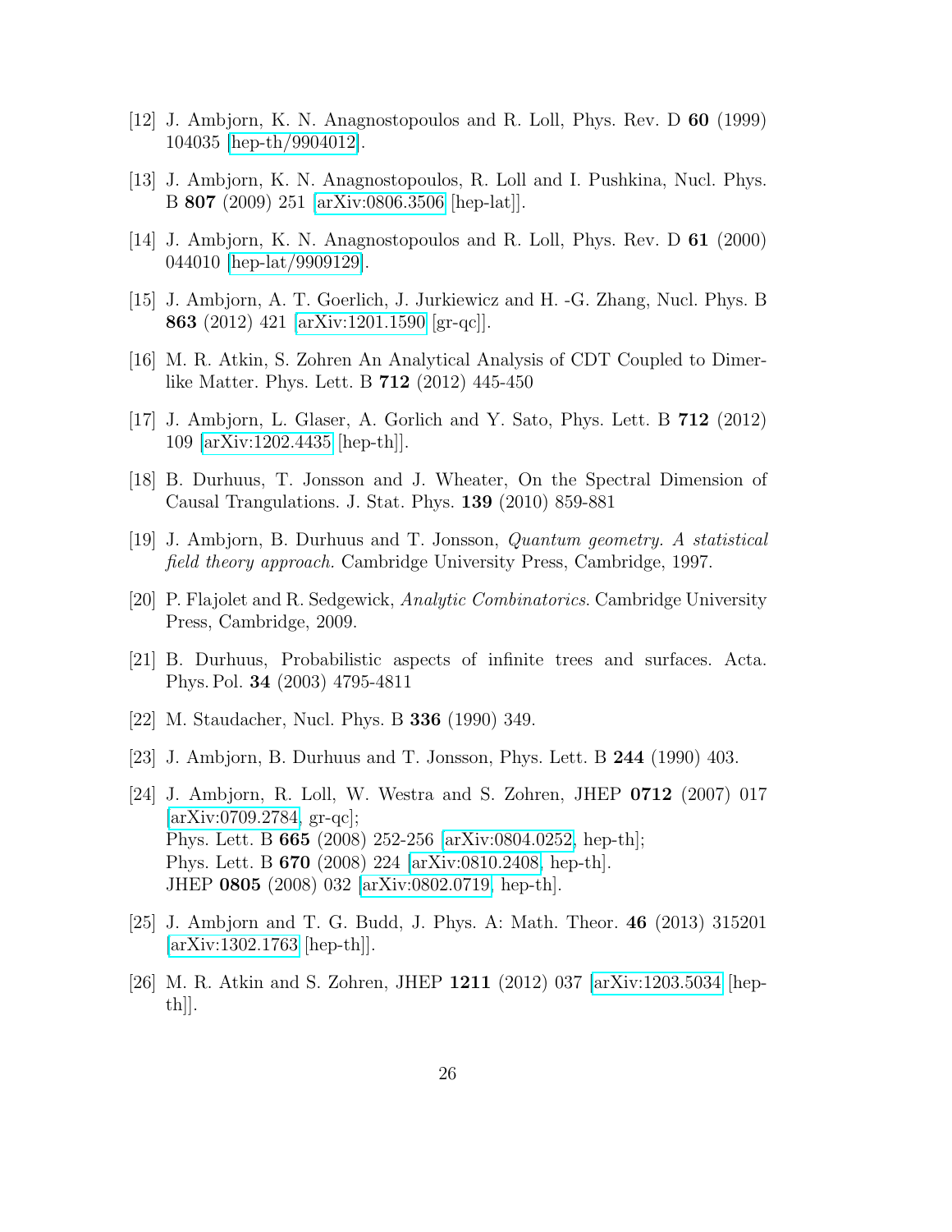[12] J. Ambjorn, K. N. Anagnostopoulos and R. Loll, Phys. Rev. D **60** (1999) 104035 [hep-th/9904012].

[13] J. Ambjorn, K. N. Anagnostopoulos, R. Loll and I. Pushkina, Nucl. Phys. B **807** (2009) 251 [arXiv:0806.3506 [hep-lat]].

[14] J. Ambjorn, K. N. Anagnostopoulos and R. Loll, Phys. Rev. D **61** (2000) 044010 [hep-lat/9909129].

[15] J. Ambjorn, A. T. Goerlich, J. Jurkiewicz and H. -G. Zhang, Nucl. Phys. B **863** (2012) 421 [arXiv:1201.1590 [gr-qc]].

[16] M. R. Atkin, S. Zohren An Analytical Analysis of CDT Coupled to Dimer-like Matter. Phys. Lett. B **712** (2012) 445-450

[17] J. Ambjorn, L. Glaser, A. Gorlich and Y. Sato, Phys. Lett. B **712** (2012) 109 [arXiv:1202.4435 [hep-th]].

[18] B. Durhuus, T. Jonsson and J. Wheater, On the Spectral Dimension of Causal Trangulations. J. Stat. Phys. **139** (2010) 859-881

[19] J. Ambjorn, B. Durhuus and T. Jonsson, *Quantum geometry. A statistical field theory approach.* Cambridge University Press, Cambridge, 1997.

[20] P. Flajolet and R. Sedgewick, *Analytic Combinatorics*. Cambridge University Press, Cambridge, 2009.

[21] B. Durhuus, Probabilistic aspects of infinite trees and surfaces. Acta. Phys. Pol. **34** (2003) 4795-4811

[22] M. Staudacher, Nucl. Phys. B **336** (1990) 349.

[23] J. Ambjorn, B. Durhuus and T. Jonsson, Phys. Lett. B **244** (1990) 403.

[24] J. Ambjorn, R. Loll, W. Westra and S. Zohren, JHEP **0712** (2007) 017 [arXiv:0709.2784, gr-qc];
Phys. Lett. B **665** (2008) 252-256 [arXiv:0804.0252, hep-th];
Phys. Lett. B **670** (2008) 224 [arXiv:0810.2408, hep-th].
JHEP **0805** (2008) 032 [arXiv:0802.0719, hep-th].

[25] J. Ambjorn and T. G. Budd, J. Phys. A: Math. Theor. **46** (2013) 315201 [arXiv:1302.1763 [hep-th]].

[26] M. R. Atkin and S. Zohren, JHEP **1211** (2012) 037 [arXiv:1203.5034 [hep-th]].